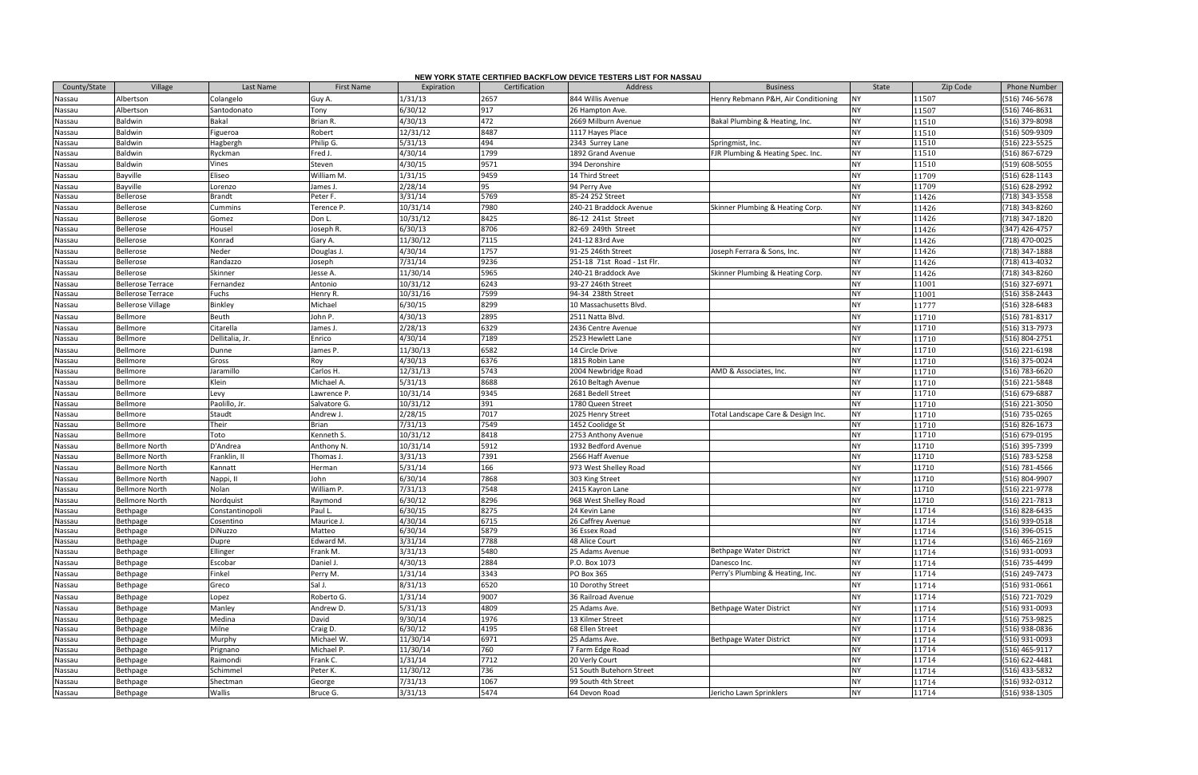# NEW YORK STATE CERTIFIED BACKFLOW DEVICE TESTERS LIST FOR NASSAU

| County/State | Village | Last Name | First Name | Expiration | Certification | Address | Business | State | Zip Code | Phone Number |
|---|---|---|---|---|---|---|---|---|---|---|
| Nassau | Albertson | Colangelo | Guy A. | 1/31/13 | 2657 | 844 Willis Avenue | Henry Rebmann P&H, Air Conditioning | NY | 11507 | (516) 746-5678 |
| Nassau | Albertson | Santodonato | Tony | 6/30/12 | 917 | 26 Hampton Ave. | | NY | 11507 | (516) 746-8631 |
| Nassau | Baldwin | Bakal | Brian R. | 4/30/13 | 472 | 2669 Milburn Avenue | Bakal Plumbing & Heating, Inc. | NY | 11510 | (516) 379-8098 |
| Nassau | Baldwin | Figueroa | Robert | 12/31/12 | 8487 | 1117 Hayes Place | | NY | 11510 | (516) 509-9309 |
| Nassau | Baldwin | Hagbergh | Philip G. | 5/31/13 | 494 | 2343 Surrey Lane | Springmist, Inc. | NY | 11510 | (516) 223-5525 |
| Nassau | Baldwin | Ryckman | Fred J. | 4/30/14 | 1799 | 1892 Grand Avenue | FJR Plumbing & Heating Spec. Inc. | NY | 11510 | (516) 867-6729 |
| Nassau | Baldwin | Vines | Steven | 4/30/15 | 9571 | 394 Deronshire | | NY | 11510 | (519) 608-5055 |
| Nassau | Bayville | Eliseo | William M. | 1/31/15 | 9459 | 14 Third Street | | NY | 11709 | (516) 628-1143 |
| Nassau | Bayville | Lorenzo | James J. | 2/28/14 | 95 | 94 Perry Ave | | NY | 11709 | (516) 628-2992 |
| Nassau | Bellerose | Brandt | Peter F. | 3/31/14 | 5769 | 85-24 252 Street | | NY | 11426 | (718) 343-3558 |
| Nassau | Bellerose | Cummins | Terence P. | 10/31/14 | 7980 | 240-21 Braddock Avenue | Skinner Plumbing & Heating Corp. | NY | 11426 | (718) 343-8260 |
| Nassau | Bellerose | Gomez | Don L. | 10/31/12 | 8425 | 86-12 241st Street | | NY | 11426 | (718) 347-1820 |
| Nassau | Bellerose | Housel | Joseph R. | 6/30/13 | 8706 | 82-69 249th Street | | NY | 11426 | (347) 426-4757 |
| Nassau | Bellerose | Konrad | Gary A. | 11/30/12 | 7115 | 241-12 83rd Ave | | NY | 11426 | (718) 470-0025 |
| Nassau | Bellerose | Neder | Douglas J. | 4/30/14 | 1757 | 91-25 246th Street | Joseph Ferrara & Sons, Inc. | NY | 11426 | (718) 347-1888 |
| Nassau | Bellerose | Randazzo | Joseph | 7/31/14 | 9236 | 251-18 71st Road - 1st Flr. | | NY | 11426 | (718) 413-4032 |
| Nassau | Bellerose | Skinner | Jesse A. | 11/30/14 | 5965 | 240-21 Braddock Ave | Skinner Plumbing & Heating Corp. | NY | 11426 | (718) 343-8260 |
| Nassau | Bellerose Terrace | Fernandez | Antonio | 10/31/12 | 6243 | 93-27 246th Street | | NY | 11001 | (516) 327-6971 |
| Nassau | Bellerose Terrace | Fuchs | Henry R. | 10/31/16 | 7599 | 94-34 238th Street | | NY | 11001 | (516) 358-2443 |
| Nassau | Bellerose Village | Binkley | Michael | 6/30/15 | 8299 | 10 Massachusetts Blvd. | | NY | 11777 | (516) 328-6483 |
| Nassau | Bellmore | Beuth | John P. | 4/30/13 | 2895 | 2511 Natta Blvd. | | NY | 11710 | (516) 781-8317 |
| Nassau | Bellmore | Citarella | James J. | 2/28/13 | 6329 | 2436 Centre Avenue | | NY | 11710 | (516) 313-7973 |
| Nassau | Bellmore | Dellitalia, Jr. | Enrico | 4/30/14 | 7189 | 2523 Hewlett Lane | | NY | 11710 | (516) 804-2751 |
| Nassau | Bellmore | Dunne | James P. | 11/30/13 | 6582 | 14 Circle Drive | | NY | 11710 | (516) 221-6198 |
| Nassau | Bellmore | Gross | Roy | 4/30/13 | 6376 | 1815 Robin Lane | | NY | 11710 | (516) 375-0024 |
| Nassau | Bellmore | Jaramillo | Carlos H. | 12/31/13 | 5743 | 2004 Newbridge Road | AMD & Associates, Inc. | NY | 11710 | (516) 783-6620 |
| Nassau | Bellmore | Klein | Michael A. | 5/31/13 | 8688 | 2610 Beltagh Avenue | | NY | 11710 | (516) 221-5848 |
| Nassau | Bellmore | Levy | Lawrence P. | 10/31/14 | 9345 | 2681 Bedell Street | | NY | 11710 | (516) 679-6887 |
| Nassau | Bellmore | Paolillo, Jr. | Salvatore G. | 10/31/12 | 391 | 1780 Queen Street | | NY | 11710 | (516) 221-3050 |
| Nassau | Bellmore | Staudt | Andrew J. | 2/28/15 | 7017 | 2025 Henry Street | Total Landscape Care & Design Inc. | NY | 11710 | (516) 735-0265 |
| Nassau | Bellmore | Their | Brian | 7/31/13 | 7549 | 1452 Coolidge St | | NY | 11710 | (516) 826-1673 |
| Nassau | Bellmore | Toto | Kenneth S. | 10/31/12 | 8418 | 2753 Anthony Avenue | | NY | 11710 | (516) 679-0195 |
| Nassau | Bellmore North | D'Andrea | Anthony N. | 10/31/14 | 5912 | 1932 Bedford Avenue | | NY | 11710 | (516) 395-7399 |
| Nassau | Bellmore North | Franklin, II | Thomas J. | 3/31/13 | 7391 | 2566 Haff Avenue | | NY | 11710 | (516) 783-5258 |
| Nassau | Bellmore North | Kannatt | Herman | 5/31/14 | 166 | 973 West Shelley Road | | NY | 11710 | (516) 781-4566 |
| Nassau | Bellmore North | Nappi, II | John | 6/30/14 | 7868 | 303 King Street | | NY | 11710 | (516) 804-9907 |
| Nassau | Bellmore North | Nolan | William P. | 7/31/13 | 7548 | 2415 Kayron Lane | | NY | 11710 | (516) 221-9778 |
| Nassau | Bellmore North | Nordquist | Raymond | 6/30/12 | 8296 | 968 West Shelley Road | | NY | 11710 | (516) 221-7813 |
| Nassau | Bethpage | Constantinopoli | Paul L. | 6/30/15 | 8275 | 24 Kevin Lane | | NY | 11714 | (516) 828-6435 |
| Nassau | Bethpage | Cosentino | Maurice J. | 4/30/14 | 6715 | 26 Caffrey Avenue | | NY | 11714 | (516) 939-0518 |
| Nassau | Bethpage | DiNuzzo | Matteo | 6/30/14 | 5879 | 36 Essex Road | | NY | 11714 | (516) 396-0515 |
| Nassau | Bethpage | Dupre | Edward M. | 3/31/14 | 7788 | 48 Alice Court | | NY | 11714 | (516) 465-2169 |
| Nassau | Bethpage | Ellinger | Frank M. | 3/31/13 | 5480 | 25 Adams Avenue | Bethpage Water District | NY | 11714 | (516) 931-0093 |
| Nassau | Bethpage | Escobar | Daniel J. | 4/30/13 | 2884 | P.O. Box 1073 | Danesco Inc. | NY | 11714 | (516) 735-4499 |
| Nassau | Bethpage | Finkel | Perry M. | 1/31/14 | 3343 | PO Box 365 | Perry's Plumbing & Heating, Inc. | NY | 11714 | (516) 249-7473 |
| Nassau | Bethpage | Greco | Sal J. | 8/31/13 | 6520 | 10 Dorothy Street | | NY | 11714 | (516) 931-0661 |
| Nassau | Bethpage | Lopez | Roberto G. | 1/31/14 | 9007 | 36 Railroad Avenue | | NY | 11714 | (516) 721-7029 |
| Nassau | Bethpage | Manley | Andrew D. | 5/31/13 | 4809 | 25 Adams Ave. | Bethpage Water District | NY | 11714 | (516) 931-0093 |
| Nassau | Bethpage | Medina | David | 9/30/14 | 1976 | 13 Kilmer Street | | NY | 11714 | (516) 753-9825 |
| Nassau | Bethpage | Milne | Craig D. | 6/30/12 | 4195 | 68 Ellen Street | | NY | 11714 | (516) 938-0836 |
| Nassau | Bethpage | Murphy | Michael W. | 11/30/14 | 6971 | 25 Adams Ave. | Bethpage Water District | NY | 11714 | (516) 931-0093 |
| Nassau | Bethpage | Prignano | Michael P. | 11/30/14 | 760 | 7 Farm Edge Road | | NY | 11714 | (516) 465-9117 |
| Nassau | Bethpage | Raimondi | Frank C. | 1/31/14 | 7712 | 20 Verly Court | | NY | 11714 | (516) 622-4481 |
| Nassau | Bethpage | Schimmel | Peter K. | 11/30/12 | 736 | 51 South Butehorn Street | | NY | 11714 | (516) 433-5832 |
| Nassau | Bethpage | Shectman | George | 7/31/13 | 1067 | 99 South 4th Street | | NY | 11714 | (516) 932-0312 |
| Nassau | Bethpage | Wallis | Bruce G. | 3/31/13 | 5474 | 64 Devon Road | Jericho Lawn Sprinklers | NY | 11714 | (516) 938-1305 |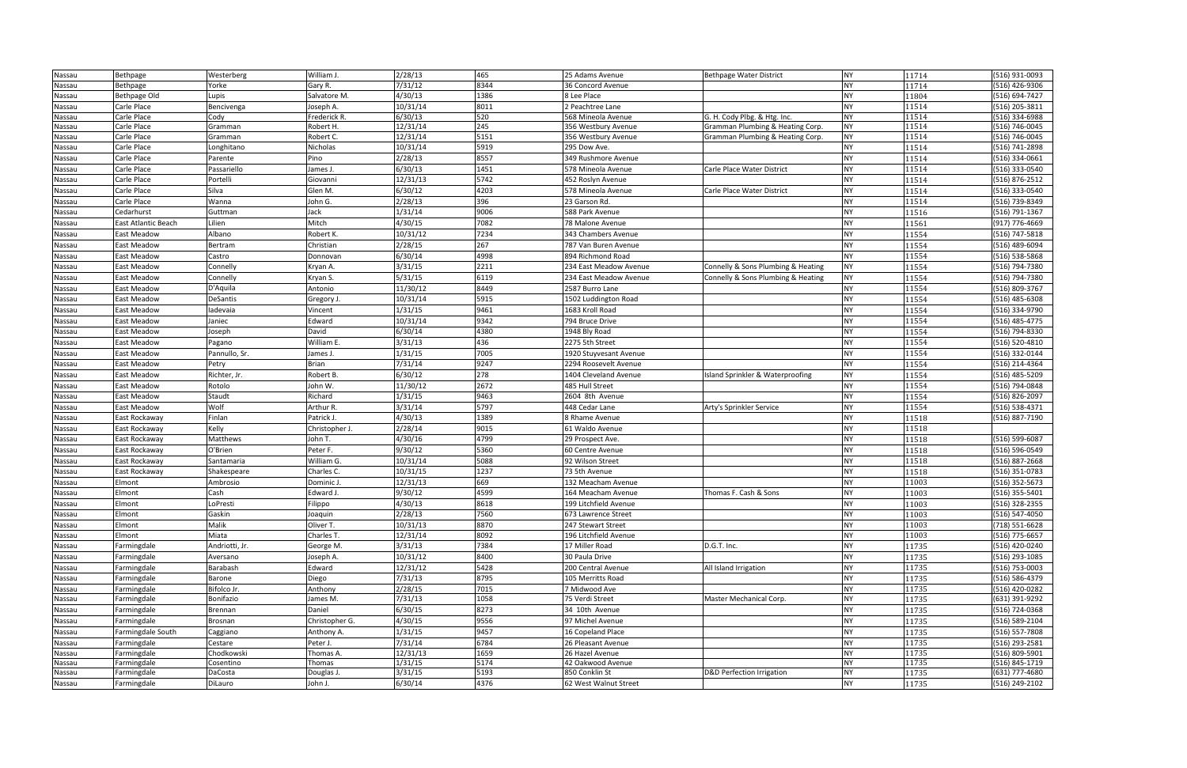| Nassau | Bethpage | Westerberg | William J. | 2/28/13 | 465 | 25 Adams Avenue | Bethpage Water District | NY | 11714 | (516) 931-0093 |
|---|---|---|---|---|---|---|---|---|---|---|
| Nassau | Bethpage | Yorke | Gary R. | 7/31/12 | 8344 | 36 Concord Avenue | | NY | 11714 | (516) 426-9306 |
| Nassau | Bethpage Old | Lupis | Salvatore M. | 4/30/13 | 1386 | 8 Lee Place | | NY | 11804 | (516) 694-7427 |
| Nassau | Carle Place | Bencivenga | Joseph A. | 10/31/14 | 8011 | 2 Peachtree Lane | | NY | 11514 | (516) 205-3811 |
| Nassau | Carle Place | Cody | Frederick R. | 6/30/13 | 520 | 568 Mineola Avenue | G. H. Cody Plbg. & Htg. Inc. | NY | 11514 | (516) 334-6988 |
| Nassau | Carle Place | Gramman | Robert H. | 12/31/14 | 245 | 356 Westbury Avenue | Gramman Plumbing & Heating Corp. | NY | 11514 | (516) 746-0045 |
| Nassau | Carle Place | Gramman | Robert C. | 12/31/14 | 5151 | 356 Westbury Avenue | Gramman Plumbing & Heating Corp. | NY | 11514 | (516) 746-0045 |
| Nassau | Carle Place | Longhitano | Nicholas | 10/31/14 | 5919 | 295 Dow Ave. | | NY | 11514 | (516) 741-2898 |
| Nassau | Carle Place | Parente | Pino | 2/28/13 | 8557 | 349 Rushmore Avenue | | NY | 11514 | (516) 334-0661 |
| Nassau | Carle Place | Passariello | James J. | 6/30/13 | 1451 | 578 Mineola Avenue | Carle Place Water District | NY | 11514 | (516) 333-0540 |
| Nassau | Carle Place | Portelli | Giovanni | 12/31/13 | 5742 | 452 Roslyn Avenue | | NY | 11514 | (516) 876-2512 |
| Nassau | Carle Place | Silva | Glen M. | 6/30/12 | 4203 | 578 Mineola Avenue | Carle Place Water District | NY | 11514 | (516) 333-0540 |
| Nassau | Carle Place | Wanna | John G. | 2/28/13 | 396 | 23 Garson Rd. | | NY | 11514 | (516) 739-8349 |
| Nassau | Cedarhurst | Guttman | Jack | 1/31/14 | 9006 | 588 Park Avenue | | NY | 11516 | (516) 791-1367 |
| Nassau | East Atlantic Beach | Lilien | Mitch | 4/30/15 | 7082 | 78 Malone Avenue | | NY | 11561 | (917) 776-4669 |
| Nassau | East Meadow | Albano | Robert K. | 10/31/12 | 7234 | 343 Chambers Avenue | | NY | 11554 | (516) 747-5818 |
| Nassau | East Meadow | Bertram | Christian | 2/28/15 | 267 | 787 Van Buren Avenue | | NY | 11554 | (516) 489-6094 |
| Nassau | East Meadow | Castro | Donnovan | 6/30/14 | 4998 | 894 Richmond Road | | NY | 11554 | (516) 538-5868 |
| Nassau | East Meadow | Connelly | Kryan A. | 3/31/15 | 2211 | 234 East Meadow Avenue | Connelly & Sons Plumbing & Heating | NY | 11554 | (516) 794-7380 |
| Nassau | East Meadow | Connelly | Kryan S. | 5/31/15 | 6119 | 234 East Meadow Avenue | Connelly & Sons Plumbing & Heating | NY | 11554 | (516) 794-7380 |
| Nassau | East Meadow | D'Aquila | Antonio | 11/30/12 | 8449 | 2587 Burro Lane | | NY | 11554 | (516) 809-3767 |
| Nassau | East Meadow | DeSantis | Gregory J. | 10/31/14 | 5915 | 1502 Luddington Road | | NY | 11554 | (516) 485-6308 |
| Nassau | East Meadow | Iadevaia | Vincent | 1/31/15 | 9461 | 1683 Kroll Road | | NY | 11554 | (516) 334-9790 |
| Nassau | East Meadow | Janiec | Edward | 10/31/14 | 9342 | 794 Bruce Drive | | NY | 11554 | (516) 485-4775 |
| Nassau | East Meadow | Joseph | David | 6/30/14 | 4380 | 1948 Bly Road | | NY | 11554 | (516) 794-8330 |
| Nassau | East Meadow | Pagano | William E. | 3/31/13 | 436 | 2275 5th Street | | NY | 11554 | (516) 520-4810 |
| Nassau | East Meadow | Pannullo, Sr. | James J. | 1/31/15 | 7005 | 1920 Stuyvesant Avenue | | NY | 11554 | (516) 332-0144 |
| Nassau | East Meadow | Petry | Brian | 7/31/14 | 9247 | 2294 Roosevelt Avenue | | NY | 11554 | (516) 214-4364 |
| Nassau | East Meadow | Richter, Jr. | Robert B. | 6/30/12 | 278 | 1404 Cleveland Avenue | Island Sprinkler & Waterproofing | NY | 11554 | (516) 485-5209 |
| Nassau | East Meadow | Rotolo | John W. | 11/30/12 | 2672 | 485 Hull Street | | NY | 11554 | (516) 794-0848 |
| Nassau | East Meadow | Staudt | Richard | 1/31/15 | 9463 | 2604 8th Avenue | | NY | 11554 | (516) 826-2097 |
| Nassau | East Meadow | Wolf | Arthur R. | 3/31/14 | 5797 | 448 Cedar Lane | Arty's Sprinkler Service | NY | 11554 | (516) 538-4371 |
| Nassau | East Rockaway | Finlan | Patrick J. | 4/30/13 | 1389 | 8 Rhame Avenue | | NY | 11518 | (516) 887-7190 |
| Nassau | East Rockaway | Kelly | Christopher J. | 2/28/14 | 9015 | 61 Waldo Avenue | | NY | 11518 | |
| Nassau | East Rockaway | Matthews | John T. | 4/30/16 | 4799 | 29 Prospect Ave. | | NY | 11518 | (516) 599-6087 |
| Nassau | East Rockaway | O'Brien | Peter F. | 9/30/12 | 5360 | 60 Centre Avenue | | NY | 11518 | (516) 596-0549 |
| Nassau | East Rockaway | Santamaria | William G. | 10/31/14 | 5088 | 92 Wilson Street | | NY | 11518 | (516) 887-2668 |
| Nassau | East Rockaway | Shakespeare | Charles C. | 10/31/15 | 1237 | 73 5th Avenue | | NY | 11518 | (516) 351-0783 |
| Nassau | Elmont | Ambrosio | Dominic J. | 12/31/13 | 669 | 132 Meacham Avenue | | NY | 11003 | (516) 352-5673 |
| Nassau | Elmont | Cash | Edward J. | 9/30/12 | 4599 | 164 Meacham Avenue | Thomas F. Cash & Sons | NY | 11003 | (516) 355-5401 |
| Nassau | Elmont | LoPresti | Filippo | 4/30/13 | 8618 | 199 Litchfield Avenue | | NY | 11003 | (516) 328-2355 |
| Nassau | Elmont | Gaskin | Joaquin | 2/28/13 | 7560 | 673 Lawrence Street | | NY | 11003 | (516) 547-4050 |
| Nassau | Elmont | Malik | Oliver T. | 10/31/13 | 8870 | 247 Stewart Street | | NY | 11003 | (718) 551-6628 |
| Nassau | Elmont | Miata | Charles T. | 12/31/14 | 8092 | 196 Litchfield Avenue | | NY | 11003 | (516) 775-6657 |
| Nassau | Farmingdale | Andriotti, Jr. | George M. | 3/31/13 | 7384 | 17 Miller Road | D.G.T. Inc. | NY | 11735 | (516) 420-0240 |
| Nassau | Farmingdale | Aversano | Joseph A. | 10/31/12 | 8400 | 30 Paula Drive | | NY | 11735 | (516) 293-1085 |
| Nassau | Farmingdale | Barabash | Edward | 12/31/12 | 5428 | 200 Central Avenue | All Island Irrigation | NY | 11735 | (516) 753-0003 |
| Nassau | Farmingdale | Barone | Diego | 7/31/13 | 8795 | 105 Merritts Road | | NY | 11735 | (516) 586-4379 |
| Nassau | Farmingdale | Bifolco Jr. | Anthony | 2/28/15 | 7015 | 7 Midwood Ave | | NY | 11735 | (516) 420-0282 |
| Nassau | Farmingdale | Bonifazio | James M. | 7/31/13 | 1058 | 75 Verdi Street | Master Mechanical Corp. | NY | 11735 | (631) 391-9292 |
| Nassau | Farmingdale | Brennan | Daniel | 6/30/15 | 8273 | 34 10th Avenue | | NY | 11735 | (516) 724-0368 |
| Nassau | Farmingdale | Brosnan | Christopher G. | 4/30/15 | 9556 | 97 Michel Avenue | | NY | 11735 | (516) 589-2104 |
| Nassau | Farmingdale South | Caggiano | Anthony A. | 1/31/15 | 9457 | 16 Copeland Place | | NY | 11735 | (516) 557-7808 |
| Nassau | Farmingdale | Cestare | Peter J. | 7/31/14 | 6784 | 26 Pleasant Avenue | | NY | 11735 | (516) 293-2581 |
| Nassau | Farmingdale | Chodkowski | Thomas A. | 12/31/13 | 1659 | 26 Hazel Avenue | | NY | 11735 | (516) 809-5901 |
| Nassau | Farmingdale | Cosentino | Thomas | 1/31/15 | 5174 | 42 Oakwood Avenue | | NY | 11735 | (516) 845-1719 |
| Nassau | Farmingdale | DaCosta | Douglas J. | 3/31/15 | 5193 | 850 Conklin St | D&D Perfection Irrigation | NY | 11735 | (631) 777-4680 |
| Nassau | Farmingdale | DiLauro | John J. | 6/30/14 | 4376 | 62 West Walnut Street | | NY | 11735 | (516) 249-2102 |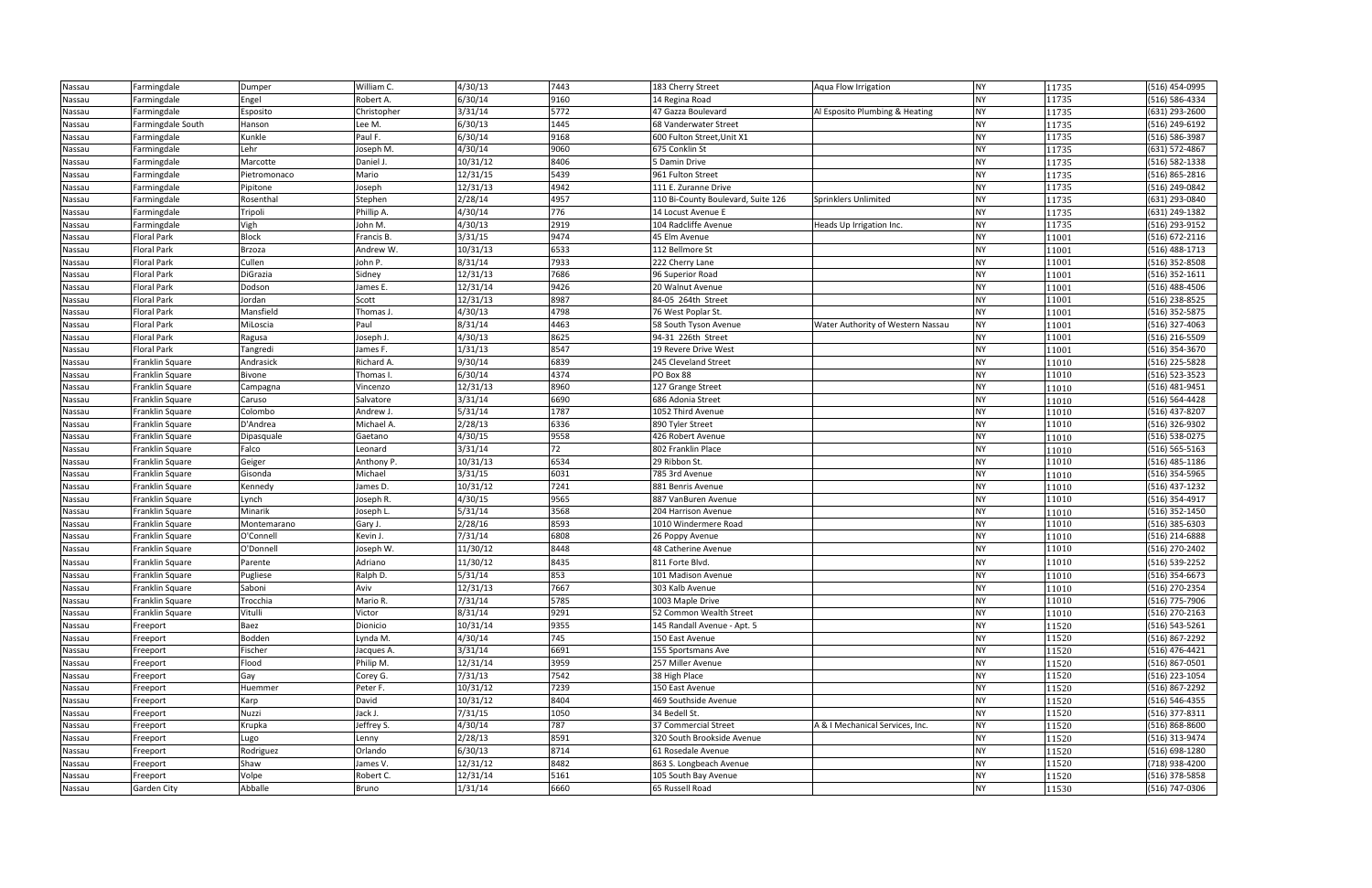| Nassau | Farmingdale | Dumper | William C. | 4/30/13 | 7443 | 183 Cherry Street | Aqua Flow Irrigation | NY | 11735 | (516) 454-0995 |
|---|---|---|---|---|---|---|---|---|---|---|
| Nassau | Farmingdale | Engel | Robert A. | 6/30/14 | 9160 | 14 Regina Road | | NY | 11735 | (516) 586-4334 |
| Nassau | Farmingdale | Esposito | Christopher | 3/31/14 | 5772 | 47 Gazza Boulevard | Al Esposito Plumbing & Heating | NY | 11735 | (631) 293-2600 |
| Nassau | Farmingdale South | Hanson | Lee M. | 6/30/13 | 1445 | 68 Vanderwater Street | | NY | 11735 | (516) 249-6192 |
| Nassau | Farmingdale | Kunkle | Paul F. | 6/30/14 | 9168 | 600 Fulton Street,Unit X1 | | NY | 11735 | (516) 586-3987 |
| Nassau | Farmingdale | Lehr | Joseph M. | 4/30/14 | 9060 | 675 Conklin St | | NY | 11735 | (631) 572-4867 |
| Nassau | Farmingdale | Marcotte | Daniel J. | 10/31/12 | 8406 | 5 Damin Drive | | NY | 11735 | (516) 582-1338 |
| Nassau | Farmingdale | Pietromonaco | Mario | 12/31/15 | 5439 | 961 Fulton Street | | NY | 11735 | (516) 865-2816 |
| Nassau | Farmingdale | Pipitone | Joseph | 12/31/13 | 4942 | 111 E. Zuranne Drive | | NY | 11735 | (516) 249-0842 |
| Nassau | Farmingdale | Rosenthal | Stephen | 2/28/14 | 4957 | 110 Bi-County Boulevard, Suite 126 | Sprinklers Unlimited | NY | 11735 | (631) 293-0840 |
| Nassau | Farmingdale | Tripoli | Phillip A. | 4/30/14 | 776 | 14 Locust Avenue E | | NY | 11735 | (631) 249-1382 |
| Nassau | Farmingdale | Vigh | John M. | 4/30/13 | 2919 | 104 Radcliffe Avenue | Heads Up Irrigation Inc. | NY | 11735 | (516) 293-9152 |
| Nassau | Floral Park | Block | Francis B. | 3/31/15 | 9474 | 45 Elm Avenue | | NY | 11001 | (516) 672-2116 |
| Nassau | Floral Park | Brzoza | Andrew W. | 10/31/13 | 6533 | 112 Bellmore St | | NY | 11001 | (516) 488-1713 |
| Nassau | Floral Park | Cullen | John P. | 8/31/14 | 7933 | 222 Cherry Lane | | NY | 11001 | (516) 352-8508 |
| Nassau | Floral Park | DiGrazia | Sidney | 12/31/13 | 7686 | 96 Superior Road | | NY | 11001 | (516) 352-1611 |
| Nassau | Floral Park | Dodson | James E. | 12/31/14 | 9426 | 20 Walnut Avenue | | NY | 11001 | (516) 488-4506 |
| Nassau | Floral Park | Jordan | Scott | 12/31/13 | 8987 | 84-05 264th Street | | NY | 11001 | (516) 238-8525 |
| Nassau | Floral Park | Mansfield | Thomas J. | 4/30/13 | 4798 | 76 West Poplar St. | | NY | 11001 | (516) 352-5875 |
| Nassau | Floral Park | MiLoscia | Paul | 8/31/14 | 4463 | 58 South Tyson Avenue | Water Authority of Western Nassau | NY | 11001 | (516) 327-4063 |
| Nassau | Floral Park | Ragusa | Joseph J. | 4/30/13 | 8625 | 94-31 226th Street | | NY | 11001 | (516) 216-5509 |
| Nassau | Floral Park | Tangredi | James F. | 1/31/13 | 8547 | 19 Revere Drive West | | NY | 11001 | (516) 354-3670 |
| Nassau | Franklin Square | Andrasick | Richard A. | 9/30/14 | 6839 | 245 Cleveland Street | | NY | 11010 | (516) 225-5828 |
| Nassau | Franklin Square | Bivone | Thomas I. | 6/30/14 | 4374 | PO Box 88 | | NY | 11010 | (516) 523-3523 |
| Nassau | Franklin Square | Campagna | Vincenzo | 12/31/13 | 8960 | 127 Grange Street | | NY | 11010 | (516) 481-9451 |
| Nassau | Franklin Square | Caruso | Salvatore | 3/31/14 | 6690 | 686 Adonia Street | | NY | 11010 | (516) 564-4428 |
| Nassau | Franklin Square | Colombo | Andrew J. | 5/31/14 | 1787 | 1052 Third Avenue | | NY | 11010 | (516) 437-8207 |
| Nassau | Franklin Square | D'Andrea | Michael A. | 2/28/13 | 6336 | 890 Tyler Street | | NY | 11010 | (516) 326-9302 |
| Nassau | Franklin Square | Dipasquale | Gaetano | 4/30/15 | 9558 | 426 Robert Avenue | | NY | 11010 | (516) 538-0275 |
| Nassau | Franklin Square | Falco | Leonard | 3/31/14 | 72 | 802 Franklin Place | | NY | 11010 | (516) 565-5163 |
| Nassau | Franklin Square | Geiger | Anthony P. | 10/31/13 | 6534 | 29 Ribbon St. | | NY | 11010 | (516) 485-1186 |
| Nassau | Franklin Square | Gisonda | Michael | 3/31/15 | 6031 | 785 3rd Avenue | | NY | 11010 | (516) 354-5965 |
| Nassau | Franklin Square | Kennedy | James D. | 10/31/12 | 7241 | 881 Benris Avenue | | NY | 11010 | (516) 437-1232 |
| Nassau | Franklin Square | Lynch | Joseph R. | 4/30/15 | 9565 | 887 VanBuren Avenue | | NY | 11010 | (516) 354-4917 |
| Nassau | Franklin Square | Minarik | Joseph L. | 5/31/14 | 3568 | 204 Harrison Avenue | | NY | 11010 | (516) 352-1450 |
| Nassau | Franklin Square | Montemarano | Gary J. | 2/28/16 | 8593 | 1010 Windermere Road | | NY | 11010 | (516) 385-6303 |
| Nassau | Franklin Square | O'Connell | Kevin J. | 7/31/14 | 6808 | 26 Poppy Avenue | | NY | 11010 | (516) 214-6888 |
| Nassau | Franklin Square | O'Donnell | Joseph W. | 11/30/12 | 8448 | 48 Catherine Avenue | | NY | 11010 | (516) 270-2402 |
| Nassau | Franklin Square | Parente | Adriano | 11/30/12 | 8435 | 811 Forte Blvd. | | NY | 11010 | (516) 539-2252 |
| Nassau | Franklin Square | Pugliese | Ralph D. | 5/31/14 | 853 | 101 Madison Avenue | | NY | 11010 | (516) 354-6673 |
| Nassau | Franklin Square | Saboni | Aviv | 12/31/13 | 7667 | 303 Kalb Avenue | | NY | 11010 | (516) 270-2354 |
| Nassau | Franklin Square | Trocchia | Mario R. | 7/31/14 | 5785 | 1003 Maple Drive | | NY | 11010 | (516) 775-7906 |
| Nassau | Franklin Square | Vitulli | Victor | 8/31/14 | 9291 | 52 Common Wealth Street | | NY | 11010 | (516) 270-2163 |
| Nassau | Freeport | Baez | Dionicio | 10/31/14 | 9355 | 145 Randall Avenue - Apt. 5 | | NY | 11520 | (516) 543-5261 |
| Nassau | Freeport | Bodden | Lynda M. | 4/30/14 | 745 | 150 East Avenue | | NY | 11520 | (516) 867-2292 |
| Nassau | Freeport | Fischer | Jacques A. | 3/31/14 | 6691 | 155 Sportsmans Ave | | NY | 11520 | (516) 476-4421 |
| Nassau | Freeport | Flood | Philip M. | 12/31/14 | 3959 | 257 Miller Avenue | | NY | 11520 | (516) 867-0501 |
| Nassau | Freeport | Gay | Corey G. | 7/31/13 | 7542 | 38 High Place | | NY | 11520 | (516) 223-1054 |
| Nassau | Freeport | Huemmer | Peter F. | 10/31/12 | 7239 | 150 East Avenue | | NY | 11520 | (516) 867-2292 |
| Nassau | Freeport | Karp | David | 10/31/12 | 8404 | 469 Southside Avenue | | NY | 11520 | (516) 546-4355 |
| Nassau | Freeport | Nuzzi | Jack J. | 7/31/15 | 1050 | 34 Bedell St. | | NY | 11520 | (516) 377-8311 |
| Nassau | Freeport | Krupka | Jeffrey S. | 4/30/14 | 787 | 37 Commercial Street | A & I Mechanical Services, Inc. | NY | 11520 | (516) 868-8600 |
| Nassau | Freeport | Lugo | Lenny | 2/28/13 | 8591 | 320 South Brookside Avenue | | NY | 11520 | (516) 313-9474 |
| Nassau | Freeport | Rodriguez | Orlando | 6/30/13 | 8714 | 61 Rosedale Avenue | | NY | 11520 | (516) 698-1280 |
| Nassau | Freeport | Shaw | James V. | 12/31/12 | 8482 | 863 S. Longbeach Avenue | | NY | 11520 | (718) 938-4200 |
| Nassau | Freeport | Volpe | Robert C. | 12/31/14 | 5161 | 105 South Bay Avenue | | NY | 11520 | (516) 378-5858 |
| Nassau | Garden City | Abballe | Bruno | 1/31/14 | 6660 | 65 Russell Road | | NY | 11530 | (516) 747-0306 |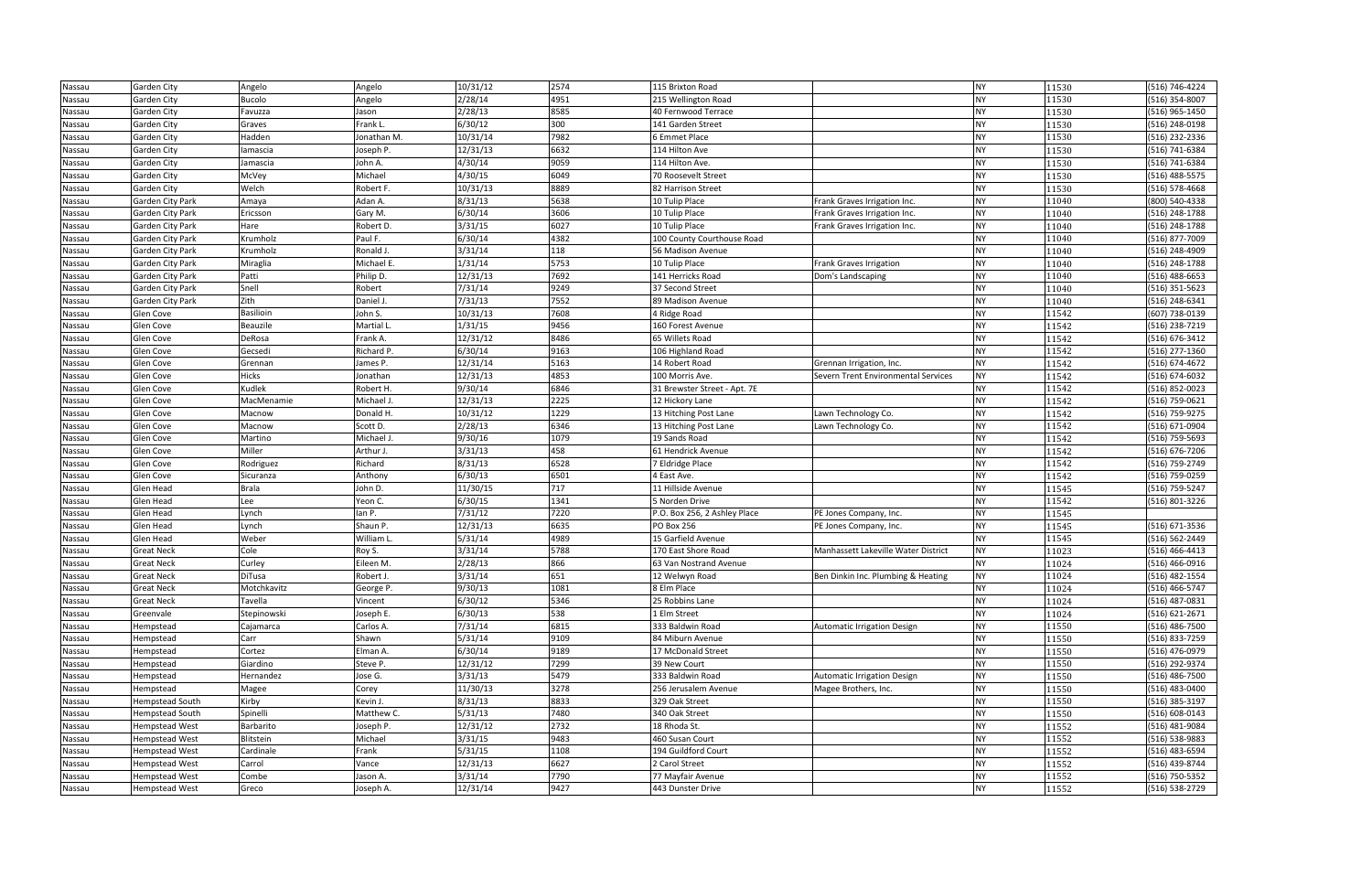| Nassau | Garden City | Angelo | Angelo | 10/31/12 | 2574 | 115 Brixton Road | | NY | 11530 | (516) 746-4224 |
|---|---|---|---|---|---|---|---|---|---|---|
| Nassau | Garden City | Bucolo | Angelo | 2/28/14 | 4951 | 215 Wellington Road | | NY | 11530 | (516) 354-8007 |
| Nassau | Garden City | Favuzza | Jason | 2/28/13 | 8585 | 40 Fernwood Terrace | | NY | 11530 | (516) 965-1450 |
| Nassau | Garden City | Graves | Frank L. | 6/30/12 | 300 | 141 Garden Street | | NY | 11530 | (516) 248-0198 |
| Nassau | Garden City | Hadden | Jonathan M. | 10/31/14 | 7982 | 6 Emmet Place | | NY | 11530 | (516) 232-2336 |
| Nassau | Garden City | Iamascia | Joseph P. | 12/31/13 | 6632 | 114 Hilton Ave | | NY | 11530 | (516) 741-6384 |
| Nassau | Garden City | Jamascia | John A. | 4/30/14 | 9059 | 114 Hilton Ave. | | NY | 11530 | (516) 741-6384 |
| Nassau | Garden City | McVey | Michael | 4/30/15 | 6049 | 70 Roosevelt Street | | NY | 11530 | (516) 488-5575 |
| Nassau | Garden City | Welch | Robert F. | 10/31/13 | 8889 | 82 Harrison Street | | NY | 11530 | (516) 578-4668 |
| Nassau | Garden City Park | Amaya | Adan A. | 8/31/13 | 5638 | 10 Tulip Place | Frank Graves Irrigation Inc. | NY | 11040 | (800) 540-4338 |
| Nassau | Garden City Park | Ericsson | Gary M. | 6/30/14 | 3606 | 10 Tulip Place | Frank Graves Irrigation Inc. | NY | 11040 | (516) 248-1788 |
| Nassau | Garden City Park | Hare | Robert D. | 3/31/15 | 6027 | 10 Tulip Place | Frank Graves Irrigation Inc. | NY | 11040 | (516) 248-1788 |
| Nassau | Garden City Park | Krumholz | Paul F. | 6/30/14 | 4382 | 100 County Courthouse Road | | NY | 11040 | (516) 877-7009 |
| Nassau | Garden City Park | Krumholz | Ronald J. | 3/31/14 | 118 | 56 Madison Avenue | | NY | 11040 | (516) 248-4909 |
| Nassau | Garden City Park | Miraglia | Michael E. | 1/31/14 | 5753 | 10 Tulip Place | Frank Graves Irrigation | NY | 11040 | (516) 248-1788 |
| Nassau | Garden City Park | Patti | Philip D. | 12/31/13 | 7692 | 141 Herricks Road | Dom's Landscaping | NY | 11040 | (516) 488-6653 |
| Nassau | Garden City Park | Snell | Robert | 7/31/14 | 9249 | 37 Second Street | | NY | 11040 | (516) 351-5623 |
| Nassau | Garden City Park | Zith | Daniel J. | 7/31/13 | 7552 | 89 Madison Avenue | | NY | 11040 | (516) 248-6341 |
| Nassau | Glen Cove | Basilioin | John S. | 10/31/13 | 7608 | 4 Ridge Road | | NY | 11542 | (607) 738-0139 |
| Nassau | Glen Cove | Beauzile | Martial L. | 1/31/15 | 9456 | 160 Forest Avenue | | NY | 11542 | (516) 238-7219 |
| Nassau | Glen Cove | DeRosa | Frank A. | 12/31/12 | 8486 | 65 Willets Road | | NY | 11542 | (516) 676-3412 |
| Nassau | Glen Cove | Gecsedi | Richard P. | 6/30/14 | 9163 | 106 Highland Road | | NY | 11542 | (516) 277-1360 |
| Nassau | Glen Cove | Grennan | James P. | 12/31/14 | 5163 | 14 Robert Road | Grennan Irrigation, Inc. | NY | 11542 | (516) 674-4672 |
| Nassau | Glen Cove | Hicks | Jonathan | 12/31/13 | 4853 | 100 Morris Ave. | Severn Trent Environmental Services | NY | 11542 | (516) 674-6032 |
| Nassau | Glen Cove | Kudlek | Robert H. | 9/30/14 | 6846 | 31 Brewster Street - Apt. 7E | | NY | 11542 | (516) 852-0023 |
| Nassau | Glen Cove | MacMenamie | Michael J. | 12/31/13 | 2225 | 12 Hickory Lane | | NY | 11542 | (516) 759-0621 |
| Nassau | Glen Cove | Macnow | Donald H. | 10/31/12 | 1229 | 13 Hitching Post Lane | Lawn Technology Co. | NY | 11542 | (516) 759-9275 |
| Nassau | Glen Cove | Macnow | Scott D. | 2/28/13 | 6346 | 13 Hitching Post Lane | Lawn Technology Co. | NY | 11542 | (516) 671-0904 |
| Nassau | Glen Cove | Martino | Michael J. | 9/30/16 | 1079 | 19 Sands Road | | NY | 11542 | (516) 759-5693 |
| Nassau | Glen Cove | Miller | Arthur J. | 3/31/13 | 458 | 61 Hendrick Avenue | | NY | 11542 | (516) 676-7206 |
| Nassau | Glen Cove | Rodriguez | Richard | 8/31/13 | 6528 | 7 Eldridge Place | | NY | 11542 | (516) 759-2749 |
| Nassau | Glen Cove | Sicuranza | Anthony | 6/30/13 | 6501 | 4 East Ave. | | NY | 11542 | (516) 759-0259 |
| Nassau | Glen Head | Brala | John D. | 11/30/15 | 717 | 11 Hillside Avenue | | NY | 11545 | (516) 759-5247 |
| Nassau | Glen Head | Lee | Yeon C. | 6/30/15 | 1341 | 5 Norden Drive | | NY | 11542 | (516) 801-3226 |
| Nassau | Glen Head | Lynch | Ian P. | 7/31/12 | 7220 | P.O. Box 256, 2 Ashley Place | PE Jones Company, Inc. | NY | 11545 | |
| Nassau | Glen Head | Lynch | Shaun P. | 12/31/13 | 6635 | PO Box 256 | PE Jones Company, Inc. | NY | 11545 | (516) 671-3536 |
| Nassau | Glen Head | Weber | William L. | 5/31/14 | 4989 | 15 Garfield Avenue | | NY | 11545 | (516) 562-2449 |
| Nassau | Great Neck | Cole | Roy S. | 3/31/14 | 5788 | 170 East Shore Road | Manhassett Lakeville Water District | NY | 11023 | (516) 466-4413 |
| Nassau | Great Neck | Curley | Eileen M. | 2/28/13 | 866 | 63 Van Nostrand Avenue | | NY | 11024 | (516) 466-0916 |
| Nassau | Great Neck | DiTusa | Robert J. | 3/31/14 | 651 | 12 Welwyn Road | Ben Dinkin Inc. Plumbing & Heating | NY | 11024 | (516) 482-1554 |
| Nassau | Great Neck | Motchkavitz | George P. | 9/30/13 | 1081 | 8 Elm Place | | NY | 11024 | (516) 466-5747 |
| Nassau | Great Neck | Tavella | Vincent | 6/30/12 | 5346 | 25 Robbins Lane | | NY | 11024 | (516) 487-0831 |
| Nassau | Greenvale | Stepinowski | Joseph E. | 6/30/13 | 538 | 1 Elm Street | | NY | 11024 | (516) 621-2671 |
| Nassau | Hempstead | Cajamarca | Carlos A. | 7/31/14 | 6815 | 333 Baldwin Road | Automatic Irrigation Design | NY | 11550 | (516) 486-7500 |
| Nassau | Hempstead | Carr | Shawn | 5/31/14 | 9109 | 84 Miburn Avenue | | NY | 11550 | (516) 833-7259 |
| Nassau | Hempstead | Cortez | Elman A. | 6/30/14 | 9189 | 17 McDonald Street | | NY | 11550 | (516) 476-0979 |
| Nassau | Hempstead | Giardino | Steve P. | 12/31/12 | 7299 | 39 New Court | | NY | 11550 | (516) 292-9374 |
| Nassau | Hempstead | Hernandez | Jose G. | 3/31/13 | 5479 | 333 Baldwin Road | Automatic Irrigation Design | NY | 11550 | (516) 486-7500 |
| Nassau | Hempstead | Magee | Corey | 11/30/13 | 3278 | 256 Jerusalem Avenue | Magee Brothers, Inc. | NY | 11550 | (516) 483-0400 |
| Nassau | Hempstead South | Kirby | Kevin J. | 8/31/13 | 8833 | 329 Oak Street | | NY | 11550 | (516) 385-3197 |
| Nassau | Hempstead South | Spinelli | Matthew C. | 5/31/13 | 7480 | 340 Oak Street | | NY | 11550 | (516) 608-0143 |
| Nassau | Hempstead West | Barbarito | Joseph P. | 12/31/12 | 2732 | 18 Rhoda St. | | NY | 11552 | (516) 481-9084 |
| Nassau | Hempstead West | Blitstein | Michael | 3/31/15 | 9483 | 460 Susan Court | | NY | 11552 | (516) 538-9883 |
| Nassau | Hempstead West | Cardinale | Frank | 5/31/15 | 1108 | 194 Guildford Court | | NY | 11552 | (516) 483-6594 |
| Nassau | Hempstead West | Carrol | Vance | 12/31/13 | 6627 | 2 Carol Street | | NY | 11552 | (516) 439-8744 |
| Nassau | Hempstead West | Combe | Jason A. | 3/31/14 | 7790 | 77 Mayfair Avenue | | NY | 11552 | (516) 750-5352 |
| Nassau | Hempstead West | Greco | Joseph A. | 12/31/14 | 9427 | 443 Dunster Drive | | NY | 11552 | (516) 538-2729 |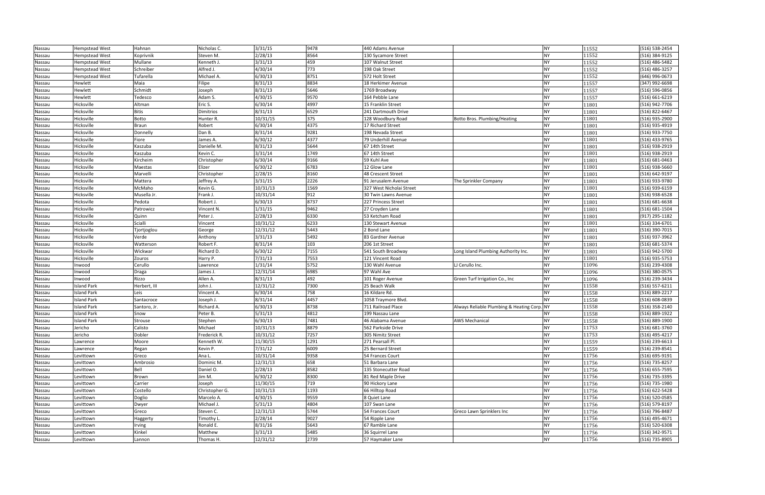| | | | | | | | | | | |
|---|---|---|---|---|---|---|---|---|---|---|
| Nassau | Hempstead West | Hahnan | Nicholas C. | 3/31/15 | 9478 | 440 Adams Avenue | | NY | 11552 | (516) 538-2454 |
| Nassau | Hempstead West | Koprivnik | Steven M. | 2/28/13 | 8564 | 130 Sycamore Street | | NY | 11552 | (516) 384-9125 |
| Nassau | Hempstead West | Mullane | Kenneth J. | 3/31/13 | 459 | 107 Walnut Street | | NY | 11552 | (516) 486-5482 |
| Nassau | Hempstead West | Schreiber | Alfred J. | 4/30/14 | 773 | 198 Oak Street | | NY | 11552 | (516) 486-3257 |
| Nassau | Hempstead West | Tufarella | Michael A. | 6/30/13 | 8751 | 572 Holt Street | | NY | 11552 | (646) 996-0673 |
| Nassau | Hewlett | Maia | Filipe | 8/31/13 | 8834 | 18 Herkimer Avenue | | NY | 11557 | (347) 992-6698 |
| Nassau | Hewlett | Schmidt | Joseph | 8/31/13 | 5646 | 1769 Broadway | | NY | 11557 | (516) 596-0856 |
| Nassau | Hewlett | Tedesco | Adam S. | 4/30/15 | 9570 | 164 Pebble Lane | | NY | 11557 | (516) 661-6219 |
| Nassau | Hicksville | Altman | Eric S. | 6/30/14 | 4997 | 15 Franklin Street | | NY | 11801 | (516) 942-7706 |
| Nassau | Hicksville | Bitis | Dimitrios | 8/31/13 | 6529 | 241 Dartmouth Drive | | NY | 11801 | (516) 822-6467 |
| Nassau | Hicksville | Botto | Hunter R. | 10/31/15 | 375 | 128 Woodbury Road | Botto Bros. Plumbing/Heating | NY | 11801 | (516) 935-2900 |
| Nassau | Hicksville | Braun | Robert | 6/30/14 | 4375 | 17 Richard Street | | NY | 11801 | (516) 935-4919 |
| Nassau | Hicksville | Donnelly | Dan B. | 8/31/14 | 9281 | 198 Nevada Street | | NY | 11801 | (516) 933-7750 |
| Nassau | Hicksville | Fiore | James A. | 6/30/12 | 4377 | 79 Underhill Avenue | | NY | 11801 | (516) 433-9765 |
| Nassau | Hicksville | Kaszuba | Danielle M. | 8/31/13 | 5644 | 67 14th Street | | NY | 11801 | (516) 938-2919 |
| Nassau | Hicksville | Kaszuba | Kevin C. | 3/31/14 | 1749 | 67 14th Street | | NY | 11801 | (516) 938-2919 |
| Nassau | Hicksville | Kircheim | Christopher | 6/30/14 | 9166 | 59 Kuhl Ave | | NY | 11801 | (516) 681-0463 |
| Nassau | Hicksville | Maestas | Elizer | 6/30/12 | 6783 | 12 Glow Lane | | NY | 11801 | (516) 938-5660 |
| Nassau | Hicksville | Marvelli | Christopher | 2/28/15 | 8160 | 48 Crescent Street | | NY | 11801 | (516) 642-9197 |
| Nassau | Hicksville | Mattera | Jeffrey A. | 3/31/15 | 2226 | 91 Jerusalem Avenue | The Sprinkler Company | NY | 11801 | (516) 933-9780 |
| Nassau | Hicksville | McMaho | Kevin G. | 10/31/13 | 1569 | 327 West Nicholai Street | | NY | 11801 | (516) 939-6159 |
| Nassau | Hicksville | Musella Jr. | Frank J. | 10/31/14 | 912 | 30 Twin Lawns Avenue | | NY | 11801 | (516) 938-6528 |
| Nassau | Hicksville | Pedota | Robert J. | 6/30/13 | 8737 | 227 Princess Street | | NY | 11801 | (516) 681-6638 |
| Nassau | Hicksville | Patrowicz | Vincent N. | 1/31/15 | 9462 | 27 Croyden Lane | | NY | 11801 | (516) 681-1504 |
| Nassau | Hicksville | Quinn | Peter J. | 2/28/13 | 6330 | 53 Ketcham Road | | NY | 11801 | (917) 295-1182 |
| Nassau | Hicksville | Scialli | Vincent | 10/31/12 | 6233 | 130 Stewart Avenue | | NY | 11801 | (516) 334-6701 |
| Nassau | Hicksville | Tjortjoglou | George | 12/31/12 | 5443 | 2 Bond Lane | | NY | 11801 | (516) 390-7015 |
| Nassau | Hicksville | Verde | Anthony | 3/31/13 | 5492 | 83 Gardner Avenue | | NY | 11801 | (516) 937-3962 |
| Nassau | Hicksville | Watterson | Robert F. | 8/31/14 | 103 | 206 1st Street | | NY | 11801 | (516) 681-5374 |
| Nassau | Hicksville | Wickwar | Richard D. | 6/30/12 | 7155 | 541 South Broadway | Long Island Plumbing Authority Inc. | NY | 11801 | (516) 942-5700 |
| Nassau | Hicksville | Zouros | Harry P. | 7/31/13 | 7553 | 121 Vincent Road | | NY | 11801 | (516) 935-5753 |
| Nassau | Inwood | Cerullo | Lawrence | 1/31/14 | 5752 | 130 Wahl Avenue | LJ Cerullo Inc. | NY | 11096 | (516) 239-4308 |
| Nassau | Inwood | Draga | James J. | 12/31/14 | 6985 | 97 Wahl Ave | | NY | 11096 | (516) 380-0575 |
| Nassau | Inwood | Rizzo | Allen A. | 8/31/13 | 492 | 101 Roger Avenue | Green Turf Irrigation Co., Inc | NY | 11096 | (516) 239-3434 |
| Nassau | Island Park | Herbert, III | John J. | 12/31/12 | 7300 | 25 Beach Walk | | NY | 11558 | (516) 557-6211 |
| Nassau | Island Park | Leis | Vincent A. | 6/30/14 | 758 | 16 Kildare Rd. | | NY | 11558 | (516) 889-2217 |
| Nassau | Island Park | Santacroce | Joseph J. | 8/31/14 | 4457 | 1058 Traymore Blvd. | | NY | 11558 | (516) 608-0839 |
| Nassau | Island Park | Santoro, Jr. | Richard A. | 6/30/13 | 8738 | 711 Railroad Place | Always Reliable Plumbing & Heating Corp. | NY | 11558 | (516) 358-2140 |
| Nassau | Island Park | Snow | Peter B. | 5/31/13 | 4812 | 199 Nassau Lane | | NY | 11558 | (516) 889-1922 |
| Nassau | Island Park | Strouse | Stephen | 6/30/13 | 7481 | 46 Alabama Avenue | AWS Mechanical | NY | 11558 | (516) 889-1900 |
| Nassau | Jericho | Calisto | Michael | 10/31/13 | 8879 | 562 Parkside Drive | | NY | 11753 | (516) 681-3760 |
| Nassau | Jericho | Dobler | Frederick R. | 10/31/12 | 7257 | 305 Nimitz Street | | NY | 11753 | (516) 495-4217 |
| Nassau | Lawrence | Moore | Kenneth W. | 11/30/15 | 1291 | 271 Pearsall Pl. | | NY | 11559 | (516) 239-6613 |
| Nassau | Lawrence | Regan | Kevin P. | 7/31/12 | 6009 | 25 Bernard Street | | NY | 11559 | (516) 239-8541 |
| Nassau | Levittown | Greco | Ana L. | 10/31/14 | 9358 | 54 Frances Court | | NY | 11756 | (516) 695-9191 |
| Nassau | Levittown | Ambrosio | Dominic M. | 12/31/13 | 658 | 51 Barbara Lane | | NY | 11756 | (516) 735-8257 |
| Nassau | Levittown | Bell | Daniel O. | 2/28/13 | 8582 | 135 Stonecutter Road | | NY | 11756 | (516) 655-7595 |
| Nassau | Levittown | Brown | Jim M. | 6/30/12 | 8300 | 81 Red Maple Drive | | NY | 11756 | (516) 735-3395 |
| Nassau | Levittown | Carrier | Joseph | 11/30/15 | 719 | 90 Hickory Lane | | NY | 11756 | (516) 735-1980 |
| Nassau | Levittown | Costello | Christopher G. | 10/31/13 | 1193 | 66 Hilltop Road | | NY | 11756 | (516) 622-5428 |
| Nassau | Levittown | Doglio | Marcelo A. | 4/30/15 | 9559 | 8 Quiet Lane | | NY | 11756 | (516) 520-0585 |
| Nassau | Levittown | Dwyer | Michael J. | 5/31/13 | 4804 | 107 Swan Lane | | NY | 11756 | (516) 579-8197 |
| Nassau | Levittown | Greco | Steven C. | 12/31/13 | 5744 | 54 Frances Court | Greco Lawn Sprinklers Inc | NY | 11756 | (516) 796-8487 |
| Nassau | Levittown | Haggerty | Timothy L. | 2/28/14 | 9027 | 54 Ripple Lane | | NY | 11756 | (516) 495-4671 |
| Nassau | Levittown | Irving | Ronald E. | 8/31/16 | 5643 | 67 Ramble Lane | | NY | 11756 | (516) 520-6308 |
| Nassau | Levittown | Kinkel | Matthew | 3/31/13 | 5485 | 36 Squirrel Lane | | NY | 11756 | (516) 342-9571 |
| Nassau | Levittown | Lannon | Thomas H. | 12/31/12 | 2739 | 57 Haymaker Lane | | NY | 11756 | (516) 735-8905 |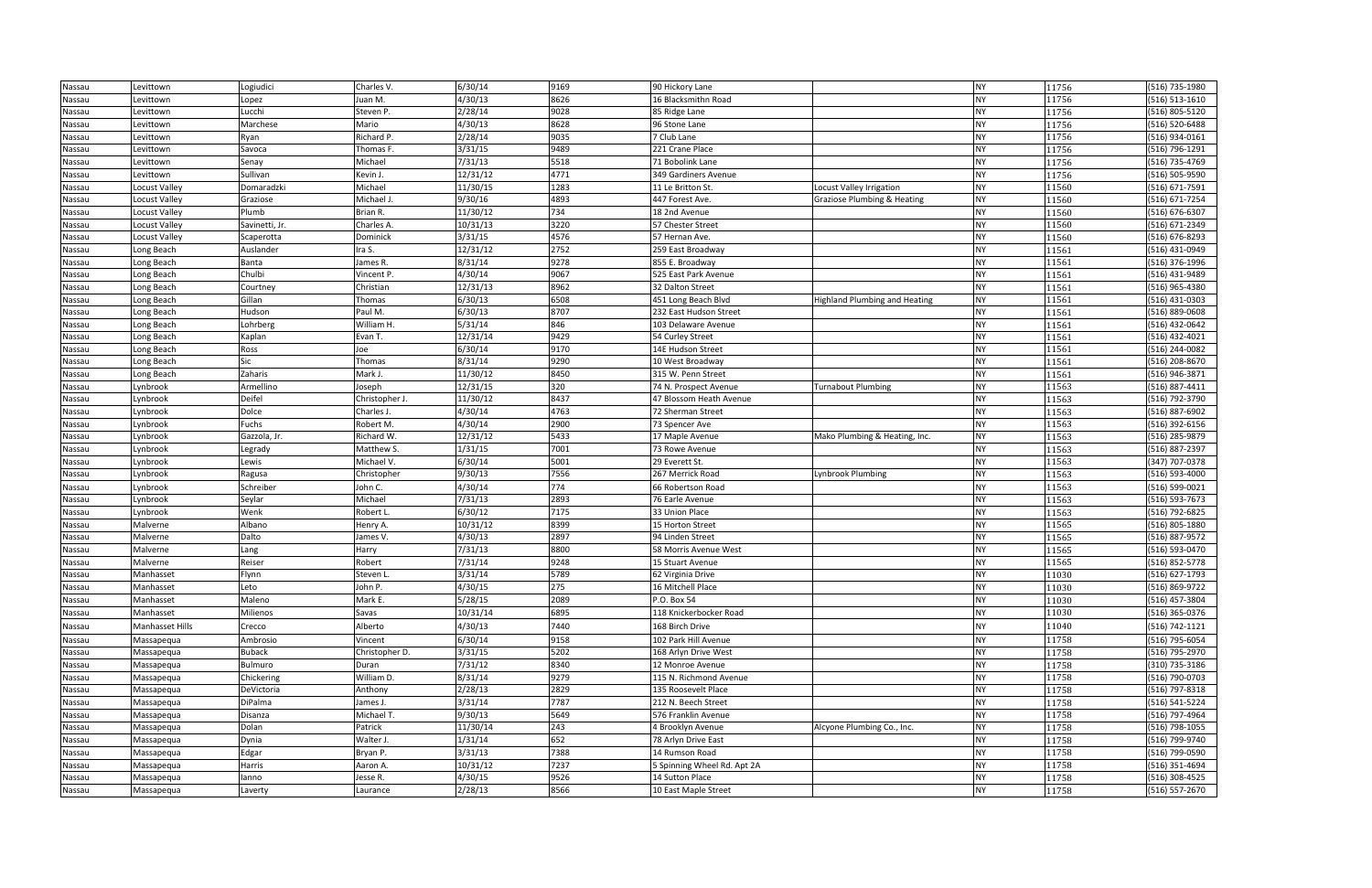| | | | | | | | | | | |
|---|---|---|---|---|---|---|---|---|---|---|
| Nassau | Levittown | Logiudici | Charles V. | 6/30/14 | 9169 | 90 Hickory Lane | | NY | 11756 | (516) 735-1980 |
| Nassau | Levittown | Lopez | Juan M. | 4/30/13 | 8626 | 16 Blacksmithn Road | | NY | 11756 | (516) 513-1610 |
| Nassau | Levittown | Lucchi | Steven P. | 2/28/14 | 9028 | 85 Ridge Lane | | NY | 11756 | (516) 805-5120 |
| Nassau | Levittown | Marchese | Mario | 4/30/13 | 8628 | 96 Stone Lane | | NY | 11756 | (516) 520-6488 |
| Nassau | Levittown | Ryan | Richard P. | 2/28/14 | 9035 | 7 Club Lane | | NY | 11756 | (516) 934-0161 |
| Nassau | Levittown | Savoca | Thomas F. | 3/31/15 | 9489 | 221 Crane Place | | NY | 11756 | (516) 796-1291 |
| Nassau | Levittown | Senay | Michael | 7/31/13 | 5518 | 71 Bobolink Lane | | NY | 11756 | (516) 735-4769 |
| Nassau | Levittown | Sullivan | Kevin J. | 12/31/12 | 4771 | 349 Gardiners Avenue | | NY | 11756 | (516) 505-9590 |
| Nassau | Locust Valley | Domaradzki | Michael | 11/30/15 | 1283 | 11 Le Britton St. | Locust Valley Irrigation | NY | 11560 | (516) 671-7591 |
| Nassau | Locust Valley | Graziose | Michael J. | 9/30/16 | 4893 | 447 Forest Ave. | Graziose Plumbing & Heating | NY | 11560 | (516) 671-7254 |
| Nassau | Locust Valley | Plumb | Brian R. | 11/30/12 | 734 | 18 2nd Avenue | | NY | 11560 | (516) 676-6307 |
| Nassau | Locust Valley | Savinetti, Jr. | Charles A. | 10/31/13 | 3220 | 57 Chester Street | | NY | 11560 | (516) 671-2349 |
| Nassau | Locust Valley | Scaperotta | Dominick | 3/31/15 | 4576 | 57 Hernan Ave. | | NY | 11560 | (516) 676-8293 |
| Nassau | Long Beach | Auslander | Ira S. | 12/31/12 | 2752 | 259 East Broadway | | NY | 11561 | (516) 431-0949 |
| Nassau | Long Beach | Banta | James R. | 8/31/14 | 9278 | 855 E. Broadway | | NY | 11561 | (516) 376-1996 |
| Nassau | Long Beach | Chulbi | Vincent P. | 4/30/14 | 9067 | 525 East Park Avenue | | NY | 11561 | (516) 431-9489 |
| Nassau | Long Beach | Courtney | Christian | 12/31/13 | 8962 | 32 Dalton Street | | NY | 11561 | (516) 965-4380 |
| Nassau | Long Beach | Gillan | Thomas | 6/30/13 | 6508 | 451 Long Beach Blvd | Highland Plumbing and Heating | NY | 11561 | (516) 431-0303 |
| Nassau | Long Beach | Hudson | Paul M. | 6/30/13 | 8707 | 232 East Hudson Street | | NY | 11561 | (516) 889-0608 |
| Nassau | Long Beach | Lohrberg | William H. | 5/31/14 | 846 | 103 Delaware Avenue | | NY | 11561 | (516) 432-0642 |
| Nassau | Long Beach | Kaplan | Evan T. | 12/31/14 | 9429 | 54 Curley Street | | NY | 11561 | (516) 432-4021 |
| Nassau | Long Beach | Ross | Joe | 6/30/14 | 9170 | 14E Hudson Street | | NY | 11561 | (516) 244-0082 |
| Nassau | Long Beach | Sic | Thomas | 8/31/14 | 9290 | 10 West Broadway | | NY | 11561 | (516) 208-8670 |
| Nassau | Long Beach | Zaharis | Mark J. | 11/30/12 | 8450 | 315 W. Penn Street | | NY | 11561 | (516) 946-3871 |
| Nassau | Lynbrook | Armellino | Joseph | 12/31/15 | 320 | 74 N. Prospect Avenue | Turnabout Plumbing | NY | 11563 | (516) 887-4411 |
| Nassau | Lynbrook | Deifel | Christopher J. | 11/30/12 | 8437 | 47 Blossom Heath Avenue | | NY | 11563 | (516) 792-3790 |
| Nassau | Lynbrook | Dolce | Charles J. | 4/30/14 | 4763 | 72 Sherman Street | | NY | 11563 | (516) 887-6902 |
| Nassau | Lynbrook | Fuchs | Robert M. | 4/30/14 | 2900 | 73 Spencer Ave | | NY | 11563 | (516) 392-6156 |
| Nassau | Lynbrook | Gazzola, Jr. | Richard W. | 12/31/12 | 5433 | 17 Maple Avenue | Mako Plumbing & Heating, Inc. | NY | 11563 | (516) 285-9879 |
| Nassau | Lynbrook | Legrady | Matthew S. | 1/31/15 | 7001 | 73 Rowe Avenue | | NY | 11563 | (516) 887-2397 |
| Nassau | Lynbrook | Lewis | Michael V. | 6/30/14 | 5001 | 29 Everett St. | | NY | 11563 | (347) 707-0378 |
| Nassau | Lynbrook | Ragusa | Christopher | 9/30/13 | 7556 | 267 Merrick Road | Lynbrook Plumbing | NY | 11563 | (516) 593-4000 |
| Nassau | Lynbrook | Schreiber | John C. | 4/30/14 | 774 | 66 Robertson Road | | NY | 11563 | (516) 599-0021 |
| Nassau | Lynbrook | Seylar | Michael | 7/31/13 | 2893 | 76 Earle Avenue | | NY | 11563 | (516) 593-7673 |
| Nassau | Lynbrook | Wenk | Robert L. | 6/30/12 | 7175 | 33 Union Place | | NY | 11563 | (516) 792-6825 |
| Nassau | Malverne | Albano | Henry A. | 10/31/12 | 8399 | 15 Horton Street | | NY | 11565 | (516) 805-1880 |
| Nassau | Malverne | Dalto | James V. | 4/30/13 | 2897 | 94 Linden Street | | NY | 11565 | (516) 887-9572 |
| Nassau | Malverne | Lang | Harry | 7/31/13 | 8800 | 58 Morris Avenue West | | NY | 11565 | (516) 593-0470 |
| Nassau | Malverne | Reiser | Robert | 7/31/14 | 9248 | 15 Stuart Avenue | | NY | 11565 | (516) 852-5778 |
| Nassau | Manhasset | Flynn | Steven L. | 3/31/14 | 5789 | 62 Virginia Drive | | NY | 11030 | (516) 627-1793 |
| Nassau | Manhasset | Leto | John P. | 4/30/15 | 275 | 16 Mitchell Place | | NY | 11030 | (516) 869-9722 |
| Nassau | Manhasset | Maleno | Mark E. | 5/28/15 | 2089 | P.O. Box 54 | | NY | 11030 | (516) 457-3804 |
| Nassau | Manhasset | Milienos | Savas | 10/31/14 | 6895 | 118 Knickerbocker Road | | NY | 11030 | (516) 365-0376 |
| Nassau | Manhasset Hills | Crecco | Alberto | 4/30/13 | 7440 | 168 Birch Drive | | NY | 11040 | (516) 742-1121 |
| Nassau | Massapequa | Ambrosio | Vincent | 6/30/14 | 9158 | 102 Park Hill Avenue | | NY | 11758 | (516) 795-6054 |
| Nassau | Massapequa | Buback | Christopher D. | 3/31/15 | 5202 | 168 Arlyn Drive West | | NY | 11758 | (516) 795-2970 |
| Nassau | Massapequa | Bulmuro | Duran | 7/31/12 | 8340 | 12 Monroe Avenue | | NY | 11758 | (310) 735-3186 |
| Nassau | Massapequa | Chickering | William D. | 8/31/14 | 9279 | 115 N. Richmond Avenue | | NY | 11758 | (516) 790-0703 |
| Nassau | Massapequa | DeVictoria | Anthony | 2/28/13 | 2829 | 135 Roosevelt Place | | NY | 11758 | (516) 797-8318 |
| Nassau | Massapequa | DiPalma | James J. | 3/31/14 | 7787 | 212 N. Beech Street | | NY | 11758 | (516) 541-5224 |
| Nassau | Massapequa | Disanza | Michael T. | 9/30/13 | 5649 | 576 Franklin Avenue | | NY | 11758 | (516) 797-4964 |
| Nassau | Massapequa | Dolan | Patrick | 11/30/14 | 243 | 4 Brooklyn Avenue | Alcyone Plumbing Co., Inc. | NY | 11758 | (516) 798-1055 |
| Nassau | Massapequa | Dynia | Walter J. | 1/31/14 | 652 | 78 Arlyn Drive East | | NY | 11758 | (516) 799-9740 |
| Nassau | Massapequa | Edgar | Bryan P. | 3/31/13 | 7388 | 14 Rumson Road | | NY | 11758 | (516) 799-0590 |
| Nassau | Massapequa | Harris | Aaron A. | 10/31/12 | 7237 | 5 Spinning Wheel Rd. Apt 2A | | NY | 11758 | (516) 351-4694 |
| Nassau | Massapequa | Ianno | Jesse R. | 4/30/15 | 9526 | 14 Sutton Place | | NY | 11758 | (516) 308-4525 |
| Nassau | Massapequa | Laverty | Laurance | 2/28/13 | 8566 | 10 East Maple Street | | NY | 11758 | (516) 557-2670 |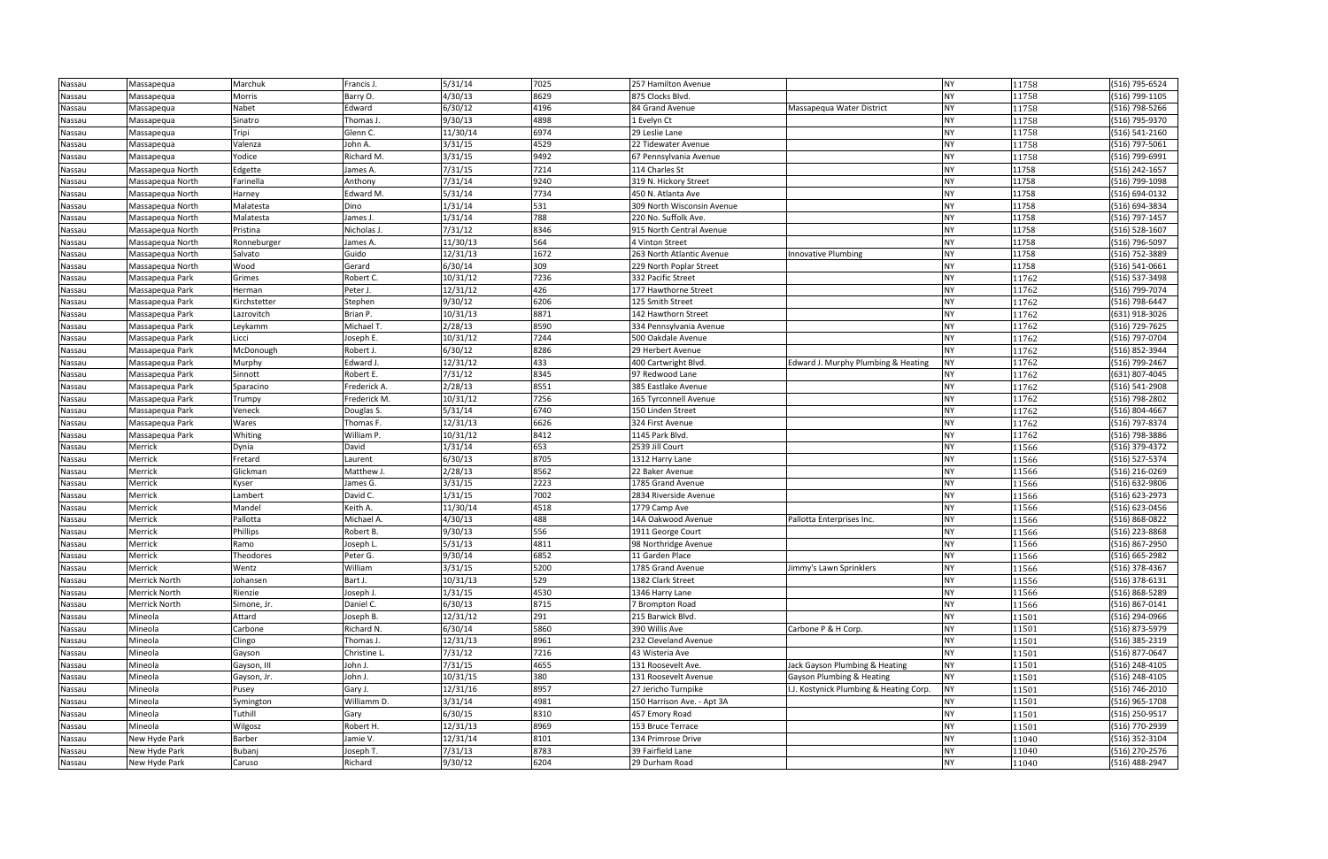| Nassau | Massapequa | Marchuk | Francis J. | 5/31/14 | 7025 | 257 Hamilton Avenue | | NY | 11758 | (516) 795-6524 |
|---|---|---|---|---|---|---|---|---|---|---|
| Nassau | Massapequa | Morris | Barry O. | 4/30/13 | 8629 | 875 Clocks Blvd. | | NY | 11758 | (516) 799-1105 |
| Nassau | Massapequa | Nabet | Edward | 6/30/12 | 4196 | 84 Grand Avenue | Massapequa Water District | NY | 11758 | (516) 798-5266 |
| Nassau | Massapequa | Sinatro | Thomas J. | 9/30/13 | 4898 | 1 Evelyn Ct | | NY | 11758 | (516) 795-9370 |
| Nassau | Massapequa | Tripi | Glenn C. | 11/30/14 | 6974 | 29 Leslie Lane | | NY | 11758 | (516) 541-2160 |
| Nassau | Massapequa | Valenza | John A. | 3/31/15 | 4529 | 22 Tidewater Avenue | | NY | 11758 | (516) 797-5061 |
| Nassau | Massapequa | Yodice | Richard M. | 3/31/15 | 9492 | 67 Pennsylvania Avenue | | NY | 11758 | (516) 799-6991 |
| Nassau | Massapequa North | Edgette | James A. | 7/31/15 | 7214 | 114 Charles St | | NY | 11758 | (516) 242-1657 |
| Nassau | Massapequa North | Farinella | Anthony | 7/31/14 | 9240 | 319 N. Hickory Street | | NY | 11758 | (516) 799-1098 |
| Nassau | Massapequa North | Harney | Edward M. | 5/31/14 | 7734 | 450 N. Atlanta Ave | | NY | 11758 | (516) 694-0132 |
| Nassau | Massapequa North | Malatesta | Dino | 1/31/14 | 531 | 309 North Wisconsin Avenue | | NY | 11758 | (516) 694-3834 |
| Nassau | Massapequa North | Malatesta | James J. | 1/31/14 | 788 | 220 No. Suffolk Ave. | | NY | 11758 | (516) 797-1457 |
| Nassau | Massapequa North | Pristina | Nicholas J. | 7/31/12 | 8346 | 915 North Central Avenue | | NY | 11758 | (516) 528-1607 |
| Nassau | Massapequa North | Ronneburger | James A. | 11/30/13 | 564 | 4 Vinton Street | | NY | 11758 | (516) 796-5097 |
| Nassau | Massapequa North | Salvato | Guido | 12/31/13 | 1672 | 263 North Atlantic Avenue | Innovative Plumbing | NY | 11758 | (516) 752-3889 |
| Nassau | Massapequa North | Wood | Gerard | 6/30/14 | 309 | 229 North Poplar Street | | NY | 11758 | (516) 541-0661 |
| Nassau | Massapequa Park | Grimes | Robert C. | 10/31/12 | 7236 | 332 Pacific Street | | NY | 11762 | (516) 537-3498 |
| Nassau | Massapequa Park | Herman | Peter J. | 12/31/12 | 426 | 177 Hawthorne Street | | NY | 11762 | (516) 799-7074 |
| Nassau | Massapequa Park | Kirchstetter | Stephen | 9/30/12 | 6206 | 125 Smith Street | | NY | 11762 | (516) 798-6447 |
| Nassau | Massapequa Park | Lazrovitch | Brian P. | 10/31/13 | 8871 | 142 Hawthorn Street | | NY | 11762 | (631) 918-3026 |
| Nassau | Massapequa Park | Leykamm | Michael T. | 2/28/13 | 8590 | 334 Pennsylvania Avenue | | NY | 11762 | (516) 729-7625 |
| Nassau | Massapequa Park | Licci | Joseph E. | 10/31/12 | 7244 | 500 Oakdale Avenue | | NY | 11762 | (516) 797-0704 |
| Nassau | Massapequa Park | McDonough | Robert J. | 6/30/12 | 8286 | 29 Herbert Avenue | | NY | 11762 | (516) 852-3944 |
| Nassau | Massapequa Park | Murphy | Edward J. | 12/31/12 | 433 | 400 Cartwright Blvd. | Edward J. Murphy Plumbing & Heating | NY | 11762 | (516) 799-2467 |
| Nassau | Massapequa Park | Sinnott | Robert E. | 7/31/12 | 8345 | 97 Redwood Lane | | NY | 11762 | (631) 807-4045 |
| Nassau | Massapequa Park | Sparacino | Frederick A. | 2/28/13 | 8551 | 385 Eastlake Avenue | | NY | 11762 | (516) 541-2908 |
| Nassau | Massapequa Park | Trumpy | Frederick M. | 10/31/12 | 7256 | 165 Tyrconnell Avenue | | NY | 11762 | (516) 798-2802 |
| Nassau | Massapequa Park | Veneck | Douglas S. | 5/31/14 | 6740 | 150 Linden Street | | NY | 11762 | (516) 804-4667 |
| Nassau | Massapequa Park | Wares | Thomas F. | 12/31/13 | 6626 | 324 First Avenue | | NY | 11762 | (516) 797-8374 |
| Nassau | Massapequa Park | Whiting | William P. | 10/31/12 | 8412 | 1145 Park Blvd. | | NY | 11762 | (516) 798-3886 |
| Nassau | Merrick | Dynia | David | 1/31/14 | 653 | 2539 Jill Court | | NY | 11566 | (516) 379-4372 |
| Nassau | Merrick | Fretard | Laurent | 6/30/13 | 8705 | 1312 Harry Lane | | NY | 11566 | (516) 527-5374 |
| Nassau | Merrick | Glickman | Matthew J. | 2/28/13 | 8562 | 22 Baker Avenue | | NY | 11566 | (516) 216-0269 |
| Nassau | Merrick | Kyser | James G. | 3/31/15 | 2223 | 1785 Grand Avenue | | NY | 11566 | (516) 632-9806 |
| Nassau | Merrick | Lambert | David C. | 1/31/15 | 7002 | 2834 Riverside Avenue | | NY | 11566 | (516) 623-2973 |
| Nassau | Merrick | Mandel | Keith A. | 11/30/14 | 4518 | 1779 Camp Ave | | NY | 11566 | (516) 623-0456 |
| Nassau | Merrick | Pallotta | Michael A. | 4/30/13 | 488 | 14A Oakwood Avenue | Pallotta Enterprises Inc. | NY | 11566 | (516) 868-0822 |
| Nassau | Merrick | Phillips | Robert B. | 9/30/13 | 556 | 1911 George Court | | NY | 11566 | (516) 223-8868 |
| Nassau | Merrick | Ramo | Joseph L. | 5/31/13 | 4811 | 98 Northridge Avenue | | NY | 11566 | (516) 867-2950 |
| Nassau | Merrick | Theodores | Peter G. | 9/30/14 | 6852 | 11 Garden Place | | NY | 11566 | (516) 665-2982 |
| Nassau | Merrick | Wentz | William | 3/31/15 | 5200 | 1785 Grand Avenue | Jimmy's Lawn Sprinklers | NY | 11566 | (516) 378-4367 |
| Nassau | Merrick North | Johansen | Bart J. | 10/31/13 | 529 | 1382 Clark Street | | NY | 11556 | (516) 378-6131 |
| Nassau | Merrick North | Rienzie | Joseph J. | 1/31/15 | 4530 | 1346 Harry Lane | | NY | 11566 | (516) 868-5289 |
| Nassau | Merrick North | Simone, Jr. | Daniel C. | 6/30/13 | 8715 | 7 Brompton Road | | NY | 11566 | (516) 867-0141 |
| Nassau | Mineola | Attard | Joseph B. | 12/31/12 | 291 | 215 Barwick Blvd. | | NY | 11501 | (516) 294-0966 |
| Nassau | Mineola | Carbone | Richard N. | 6/30/14 | 5860 | 390 Willis Ave | Carbone P & H Corp. | NY | 11501 | (516) 873-5979 |
| Nassau | Mineola | Clingo | Thomas J. | 12/31/13 | 8961 | 232 Cleveland Avenue | | NY | 11501 | (516) 385-2319 |
| Nassau | Mineola | Gayson | Christine L. | 7/31/12 | 7216 | 43 Wisteria Ave | | NY | 11501 | (516) 877-0647 |
| Nassau | Mineola | Gayson, III | John J. | 7/31/15 | 4655 | 131 Roosevelt Ave. | Jack Gayson Plumbing & Heating | NY | 11501 | (516) 248-4105 |
| Nassau | Mineola | Gayson, Jr. | John J. | 10/31/15 | 380 | 131 Roosevelt Avenue | Gayson Plumbing & Heating | NY | 11501 | (516) 248-4105 |
| Nassau | Mineola | Pusey | Gary J. | 12/31/16 | 8957 | 27 Jericho Turnpike | I.J. Kostynick Plumbing & Heating Corp. | NY | 11501 | (516) 746-2010 |
| Nassau | Mineola | Symington | Williamm D. | 3/31/14 | 4981 | 150 Harrison Ave. - Apt 3A | | NY | 11501 | (516) 965-1708 |
| Nassau | Mineola | Tuthill | Gary | 6/30/15 | 8310 | 457 Emory Road | | NY | 11501 | (516) 250-9517 |
| Nassau | Mineola | Wilgosz | Robert H. | 12/31/13 | 8969 | 153 Bruce Terrace | | NY | 11501 | (516) 770-2939 |
| Nassau | New Hyde Park | Barber | Jamie V. | 12/31/14 | 8101 | 134 Primrose Drive | | NY | 11040 | (516) 352-3104 |
| Nassau | New Hyde Park | Bubanj | Joseph T. | 7/31/13 | 8783 | 39 Fairfield Lane | | NY | 11040 | (516) 270-2576 |
| Nassau | New Hyde Park | Caruso | Richard | 9/30/12 | 6204 | 29 Durham Road | | NY | 11040 | (516) 488-2947 |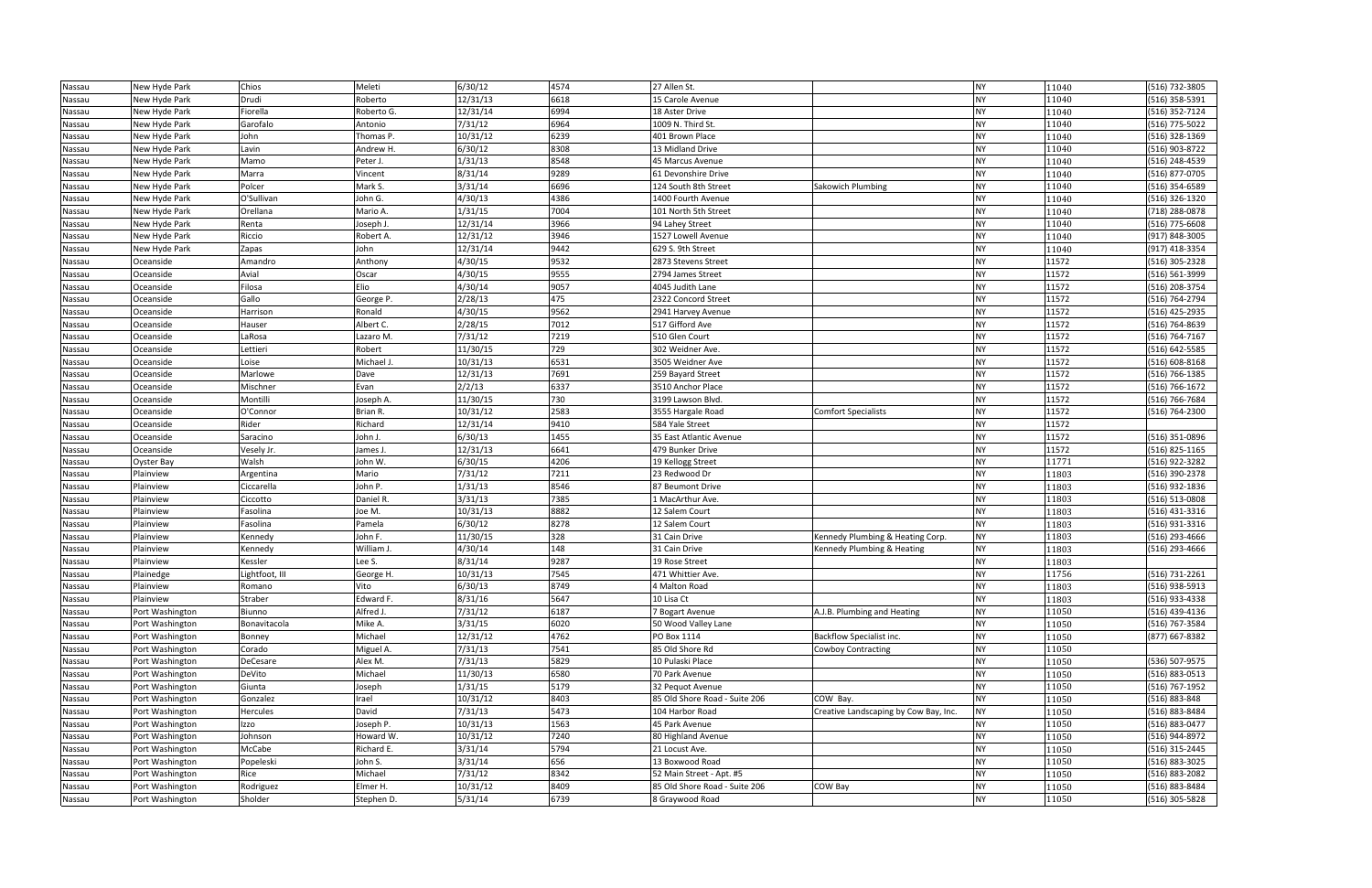| Nassau | New Hyde Park | Chios | Meleti | 6/30/12 | 4574 | 27 Allen St. | | NY | 11040 | (516) 732-3805 |
|---|---|---|---|---|---|---|---|---|---|---|
| Nassau | New Hyde Park | Drudi | Roberto | 12/31/13 | 6618 | 15 Carole Avenue | | NY | 11040 | (516) 358-5391 |
| Nassau | New Hyde Park | Fiorella | Roberto G. | 12/31/14 | 6994 | 18 Aster Drive | | NY | 11040 | (516) 352-7124 |
| Nassau | New Hyde Park | Garofalo | Antonio | 7/31/12 | 6964 | 1009 N. Third St. | | NY | 11040 | (516) 775-5022 |
| Nassau | New Hyde Park | John | Thomas P. | 10/31/12 | 6239 | 401 Brown Place | | NY | 11040 | (516) 328-1369 |
| Nassau | New Hyde Park | Lavin | Andrew H. | 6/30/12 | 8308 | 13 Midland Drive | | NY | 11040 | (516) 903-8722 |
| Nassau | New Hyde Park | Mamo | Peter J. | 1/31/13 | 8548 | 45 Marcus Avenue | | NY | 11040 | (516) 248-4539 |
| Nassau | New Hyde Park | Marra | Vincent | 8/31/14 | 9289 | 61 Devonshire Drive | | NY | 11040 | (516) 877-0705 |
| Nassau | New Hyde Park | Polcer | Mark S. | 3/31/14 | 6696 | 124 South 8th Street | Sakowich Plumbing | NY | 11040 | (516) 354-6589 |
| Nassau | New Hyde Park | O'Sullivan | John G. | 4/30/13 | 4386 | 1400 Fourth Avenue | | NY | 11040 | (516) 326-1320 |
| Nassau | New Hyde Park | Orellana | Mario A. | 1/31/15 | 7004 | 101 North 5th Street | | NY | 11040 | (718) 288-0878 |
| Nassau | New Hyde Park | Renta | Joseph J. | 12/31/14 | 3966 | 94 Lahey Street | | NY | 11040 | (516) 775-6608 |
| Nassau | New Hyde Park | Riccio | Robert A. | 12/31/12 | 3946 | 1527 Lowell Avenue | | NY | 11040 | (917) 848-3005 |
| Nassau | New Hyde Park | Zapas | John | 12/31/14 | 9442 | 629 S. 9th Street | | NY | 11040 | (917) 418-3354 |
| Nassau | Oceanside | Amandro | Anthony | 4/30/15 | 9532 | 2873 Stevens Street | | NY | 11572 | (516) 305-2328 |
| Nassau | Oceanside | Avial | Oscar | 4/30/15 | 9555 | 2794 James Street | | NY | 11572 | (516) 561-3999 |
| Nassau | Oceanside | Filosa | Elio | 4/30/14 | 9057 | 4045 Judith Lane | | NY | 11572 | (516) 208-3754 |
| Nassau | Oceanside | Gallo | George P. | 2/28/13 | 475 | 2322 Concord Street | | NY | 11572 | (516) 764-2794 |
| Nassau | Oceanside | Harrison | Ronald | 4/30/15 | 9562 | 2941 Harvey Avenue | | NY | 11572 | (516) 425-2935 |
| Nassau | Oceanside | Hauser | Albert C. | 2/28/15 | 7012 | 517 Gifford Ave | | NY | 11572 | (516) 764-8639 |
| Nassau | Oceanside | LaRosa | Lazaro M. | 7/31/12 | 7219 | 510 Glen Court | | NY | 11572 | (516) 764-7167 |
| Nassau | Oceanside | Lettieri | Robert | 11/30/15 | 729 | 302 Weidner Ave. | | NY | 11572 | (516) 642-5585 |
| Nassau | Oceanside | Loise | Michael J. | 10/31/13 | 6531 | 3505 Weidner Ave | | NY | 11572 | (516) 608-8168 |
| Nassau | Oceanside | Marlowe | Dave | 12/31/13 | 7691 | 259 Bayard Street | | NY | 11572 | (516) 766-1385 |
| Nassau | Oceanside | Mischner | Evan | 2/2/13 | 6337 | 3510 Anchor Place | | NY | 11572 | (516) 766-1672 |
| Nassau | Oceanside | Montilli | Joseph A. | 11/30/15 | 730 | 3199 Lawson Blvd. | | NY | 11572 | (516) 766-7684 |
| Nassau | Oceanside | O'Connor | Brian R. | 10/31/12 | 2583 | 3555 Hargale Road | Comfort Specialists | NY | 11572 | (516) 764-2300 |
| Nassau | Oceanside | Rider | Richard | 12/31/14 | 9410 | 584 Yale Street | | NY | 11572 | |
| Nassau | Oceanside | Saracino | John J. | 6/30/13 | 1455 | 35 East Atlantic Avenue | | NY | 11572 | (516) 351-0896 |
| Nassau | Oceanside | Vesely Jr. | James J. | 12/31/13 | 6641 | 479 Bunker Drive | | NY | 11572 | (516) 825-1165 |
| Nassau | Oyster Bay | Walsh | John W. | 6/30/15 | 4206 | 19 Kellogg Street | | NY | 11771 | (516) 922-3282 |
| Nassau | Plainview | Argentina | Mario | 7/31/12 | 7211 | 23 Redwood Dr | | NY | 11803 | (516) 390-2378 |
| Nassau | Plainview | Ciccarella | John P. | 1/31/13 | 8546 | 87 Beumont Drive | | NY | 11803 | (516) 932-1836 |
| Nassau | Plainview | Ciccotto | Daniel R. | 3/31/13 | 7385 | 1 MacArthur Ave. | | NY | 11803 | (516) 513-0808 |
| Nassau | Plainview | Fasolina | Joe M. | 10/31/13 | 8882 | 12 Salem Court | | NY | 11803 | (516) 431-3316 |
| Nassau | Plainview | Fasolina | Pamela | 6/30/12 | 8278 | 12 Salem Court | | NY | 11803 | (516) 931-3316 |
| Nassau | Plainview | Kennedy | John F. | 11/30/15 | 328 | 31 Cain Drive | Kennedy Plumbing & Heating Corp. | NY | 11803 | (516) 293-4666 |
| Nassau | Plainview | Kennedy | William J. | 4/30/14 | 148 | 31 Cain Drive | Kennedy Plumbing & Heating | NY | 11803 | (516) 293-4666 |
| Nassau | Plainview | Kessler | Lee S. | 8/31/14 | 9287 | 19 Rose Street | | NY | 11803 | |
| Nassau | Plainedge | Lightfoot, III | George H. | 10/31/13 | 7545 | 471 Whittier Ave. | | NY | 11756 | (516) 731-2261 |
| Nassau | Plainview | Romano | Vito | 6/30/13 | 8749 | 4 Malton Road | | NY | 11803 | (516) 938-5913 |
| Nassau | Plainview | Straber | Edward F. | 8/31/16 | 5647 | 10 Lisa Ct | | NY | 11803 | (516) 933-4338 |
| Nassau | Port Washington | Biunno | Alfred J. | 7/31/12 | 6187 | 7 Bogart Avenue | A.J.B. Plumbing and Heating | NY | 11050 | (516) 439-4136 |
| Nassau | Port Washington | Bonavitacola | Mike A. | 3/31/15 | 6020 | 50 Wood Valley Lane | | NY | 11050 | (516) 767-3584 |
| Nassau | Port Washington | Bonney | Michael | 12/31/12 | 4762 | PO Box 1114 | Backflow Specialist inc. | NY | 11050 | (877) 667-8382 |
| Nassau | Port Washington | Corado | Miguel A. | 7/31/13 | 7541 | 85 Old Shore Rd | Cowboy Contracting | NY | 11050 | |
| Nassau | Port Washington | DeCesare | Alex M. | 7/31/13 | 5829 | 10 Pulaski Place | | NY | 11050 | (536) 507-9575 |
| Nassau | Port Washington | DeVito | Michael | 11/30/13 | 6580 | 70 Park Avenue | | NY | 11050 | (516) 883-0513 |
| Nassau | Port Washington | Giunta | Joseph | 1/31/15 | 5179 | 32 Pequot Avenue | | NY | 11050 | (516) 767-1952 |
| Nassau | Port Washington | Gonzalez | Irael | 10/31/12 | 8403 | 85 Old Shore Road - Suite 206 | COW Bay. | NY | 11050 | (516) 883-848 |
| Nassau | Port Washington | Hercules | David | 7/31/13 | 5473 | 104 Harbor Road | Creative Landscaping by Cow Bay, Inc. | NY | 11050 | (516) 883-8484 |
| Nassau | Port Washington | Izzo | Joseph P. | 10/31/13 | 1563 | 45 Park Avenue | | NY | 11050 | (516) 883-0477 |
| Nassau | Port Washington | Johnson | Howard W. | 10/31/12 | 7240 | 80 Highland Avenue | | NY | 11050 | (516) 944-8972 |
| Nassau | Port Washington | McCabe | Richard E. | 3/31/14 | 5794 | 21 Locust Ave. | | NY | 11050 | (516) 315-2445 |
| Nassau | Port Washington | Popeleski | John S. | 3/31/14 | 656 | 13 Boxwood Road | | NY | 11050 | (516) 883-3025 |
| Nassau | Port Washington | Rice | Michael | 7/31/12 | 8342 | 52 Main Street - Apt. #5 | | NY | 11050 | (516) 883-2082 |
| Nassau | Port Washington | Rodriguez | Elmer H. | 10/31/12 | 8409 | 85 Old Shore Road - Suite 206 | COW Bay | NY | 11050 | (516) 883-8484 |
| Nassau | Port Washington | Sholder | Stephen D. | 5/31/14 | 6739 | 8 Graywood Road | | NY | 11050 | (516) 305-5828 |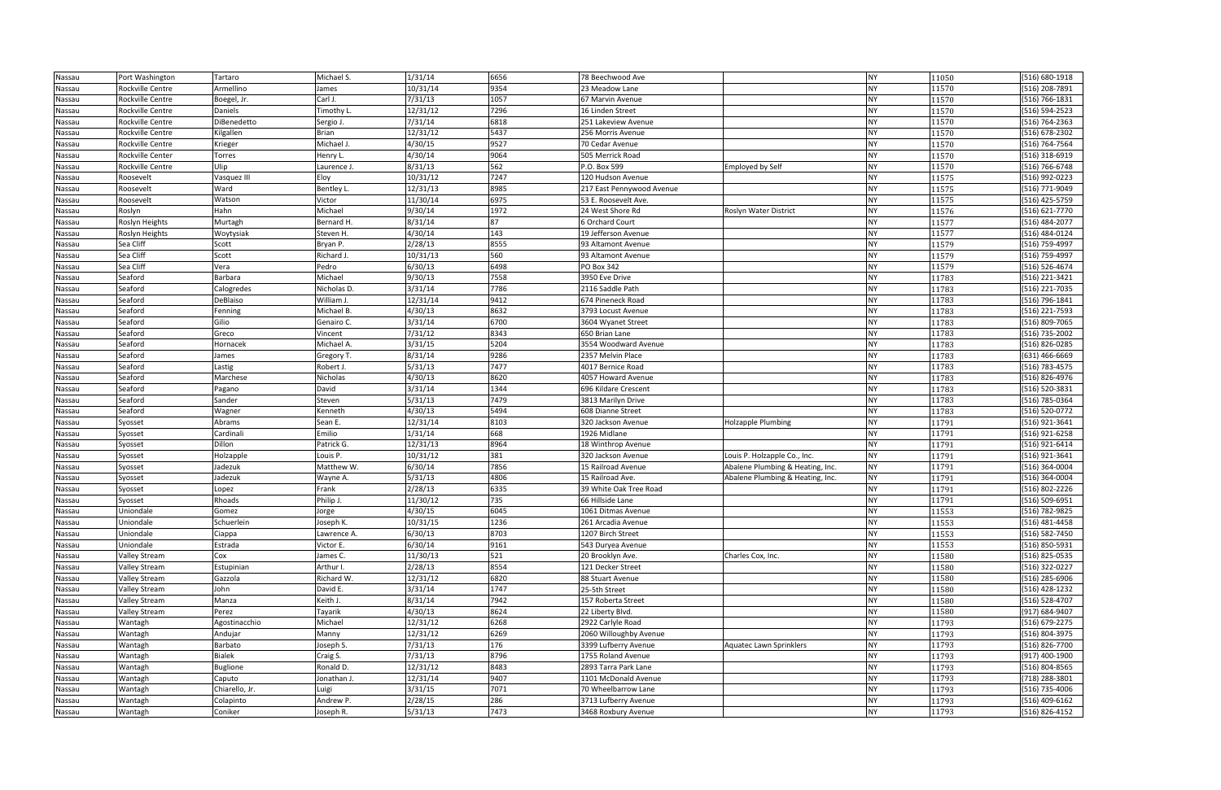| | | | | | | | | | | |
|---|---|---|---|---|---|---|---|---|---|---|
| Nassau | Port Washington | Tartaro | Michael S. | 1/31/14 | 6656 | 78 Beechwood Ave | | NY | 11050 | (516) 680-1918 |
| Nassau | Rockville Centre | Armellino | James | 10/31/14 | 9354 | 23 Meadow Lane | | NY | 11570 | (516) 208-7891 |
| Nassau | Rockville Centre | Boegel, Jr. | Carl J. | 7/31/13 | 1057 | 67 Marvin Avenue | | NY | 11570 | (516) 766-1831 |
| Nassau | Rockville Centre | Daniels | Timothy L. | 12/31/12 | 7296 | 16 Linden Street | | NY | 11570 | (516) 594-2523 |
| Nassau | Rockville Centre | DiBenedetto | Sergio J. | 7/31/14 | 6818 | 251 Lakeview Avenue | | NY | 11570 | (516) 764-2363 |
| Nassau | Rockville Centre | Kilgallen | Brian | 12/31/12 | 5437 | 256 Morris Avenue | | NY | 11570 | (516) 678-2302 |
| Nassau | Rockville Centre | Krieger | Michael J. | 4/30/15 | 9527 | 70 Cedar Avenue | | NY | 11570 | (516) 764-7564 |
| Nassau | Rockville Center | Torres | Henry L. | 4/30/14 | 9064 | 505 Merrick Road | | NY | 11570 | (516) 318-6919 |
| Nassau | Rockville Centre | Ulip | Laurence J. | 8/31/13 | 562 | P.O. Box 599 | Employed by Self | NY | 11570 | (516) 766-6748 |
| Nassau | Roosevelt | Vasquez III | Eloy | 10/31/12 | 7247 | 120 Hudson Avenue | | NY | 11575 | (516) 992-0223 |
| Nassau | Roosevelt | Ward | Bentley L. | 12/31/13 | 8985 | 217 East Pennywood Avenue | | NY | 11575 | (516) 771-9049 |
| Nassau | Roosevelt | Watson | Victor | 11/30/14 | 6975 | 53 E. Roosevelt Ave. | | NY | 11575 | (516) 425-5759 |
| Nassau | Roslyn | Hahn | Michael | 9/30/14 | 1972 | 24 West Shore Rd | Roslyn Water District | NY | 11576 | (516) 621-7770 |
| Nassau | Roslyn Heights | Murtagh | Bernard H. | 8/31/14 | 87 | 6 Orchard Court | | NY | 11577 | (516) 484-2077 |
| Nassau | Roslyn Heights | Woytysiak | Steven H. | 4/30/14 | 143 | 19 Jefferson Avenue | | NY | 11577 | (516) 484-0124 |
| Nassau | Sea Cliff | Scott | Bryan P. | 2/28/13 | 8555 | 93 Altamont Avenue | | NY | 11579 | (516) 759-4997 |
| Nassau | Sea Cliff | Scott | Richard J. | 10/31/13 | 560 | 93 Altamont Avenue | | NY | 11579 | (516) 759-4997 |
| Nassau | Sea Cliff | Vera | Pedro | 6/30/13 | 6498 | PO Box 342 | | NY | 11579 | (516) 526-4674 |
| Nassau | Seaford | Barbara | Michael | 9/30/13 | 7558 | 3950 Eve Drive | | NY | 11783 | (516) 221-3421 |
| Nassau | Seaford | Calogredes | Nicholas D. | 3/31/14 | 7786 | 2116 Saddle Path | | NY | 11783 | (516) 221-7035 |
| Nassau | Seaford | DeBlaiso | William J. | 12/31/14 | 9412 | 674 Pineneck Road | | NY | 11783 | (516) 796-1841 |
| Nassau | Seaford | Fenning | Michael B. | 4/30/13 | 8632 | 3793 Locust Avenue | | NY | 11783 | (516) 221-7593 |
| Nassau | Seaford | Gilio | Genairo C. | 3/31/14 | 6700 | 3604 Wyanet Street | | NY | 11783 | (516) 809-7065 |
| Nassau | Seaford | Greco | Vincent | 7/31/12 | 8343 | 650 Brian Lane | | NY | 11783 | (516) 735-2002 |
| Nassau | Seaford | Hornacek | Michael A. | 3/31/15 | 5204 | 3554 Woodward Avenue | | NY | 11783 | (516) 826-0285 |
| Nassau | Seaford | James | Gregory T. | 8/31/14 | 9286 | 2357 Melvin Place | | NY | 11783 | (631) 466-6669 |
| Nassau | Seaford | Lastig | Robert J. | 5/31/13 | 7477 | 4017 Bernice Road | | NY | 11783 | (516) 783-4575 |
| Nassau | Seaford | Marchese | Nicholas | 4/30/13 | 8620 | 4057 Howard Avenue | | NY | 11783 | (516) 826-4976 |
| Nassau | Seaford | Pagano | David | 3/31/14 | 1344 | 696 Kildare Crescent | | NY | 11783 | (516) 520-3831 |
| Nassau | Seaford | Sander | Steven | 5/31/13 | 7479 | 3813 Marilyn Drive | | NY | 11783 | (516) 785-0364 |
| Nassau | Seaford | Wagner | Kenneth | 4/30/13 | 5494 | 608 Dianne Street | | NY | 11783 | (516) 520-0772 |
| Nassau | Syosset | Abrams | Sean E. | 12/31/14 | 8103 | 320 Jackson Avenue | Holzapple Plumbing | NY | 11791 | (516) 921-3641 |
| Nassau | Syosset | Cardinali | Emilio | 1/31/14 | 668 | 1926 Midlane | | NY | 11791 | (516) 921-6258 |
| Nassau | Syosset | Dillon | Patrick G. | 12/31/13 | 8964 | 18 Winthrop Avenue | | NY | 11791 | (516) 921-6414 |
| Nassau | Syosset | Holzapple | Louis P. | 10/31/12 | 381 | 320 Jackson Avenue | Louis P. Holzapple Co., Inc. | NY | 11791 | (516) 921-3641 |
| Nassau | Syosset | Jadezuk | Matthew W. | 6/30/14 | 7856 | 15 Railroad Avenue | Abalene Plumbing & Heating, Inc. | NY | 11791 | (516) 364-0004 |
| Nassau | Syosset | Jadezuk | Wayne A. | 5/31/13 | 4806 | 15 Railroad Ave. | Abalene Plumbing & Heating, Inc. | NY | 11791 | (516) 364-0004 |
| Nassau | Syosset | Lopez | Frank | 2/28/13 | 6335 | 39 White Oak Tree Road | | NY | 11791 | (516) 802-2226 |
| Nassau | Syosset | Rhoads | Philip J. | 11/30/12 | 735 | 66 Hillside Lane | | NY | 11791 | (516) 509-6951 |
| Nassau | Uniondale | Gomez | Jorge | 4/30/15 | 6045 | 1061 Ditmas Avenue | | NY | 11553 | (516) 782-9825 |
| Nassau | Uniondale | Schuerlein | Joseph K. | 10/31/15 | 1236 | 261 Arcadia Avenue | | NY | 11553 | (516) 481-4458 |
| Nassau | Uniondale | Ciappa | Lawrence A. | 6/30/13 | 8703 | 1207 Birch Street | | NY | 11553 | (516) 582-7450 |
| Nassau | Uniondale | Estrada | Victor E. | 6/30/14 | 9161 | 543 Duryea Avenue | | NY | 11553 | (516) 850-5931 |
| Nassau | Valley Stream | Cox | James C. | 11/30/13 | 521 | 20 Brooklyn Ave. | Charles Cox, Inc. | NY | 11580 | (516) 825-0535 |
| Nassau | Valley Stream | Estupinian | Arthur I. | 2/28/13 | 8554 | 121 Decker Street | | NY | 11580 | (516) 322-0227 |
| Nassau | Valley Stream | Gazzola | Richard W. | 12/31/12 | 6820 | 88 Stuart Avenue | | NY | 11580 | (516) 285-6906 |
| Nassau | Valley Stream | John | David E. | 3/31/14 | 1747 | 25-5th Street | | NY | 11580 | (516) 428-1232 |
| Nassau | Valley Stream | Manza | Keith J. | 8/31/14 | 7942 | 157 Roberta Street | | NY | 11580 | (516) 528-4707 |
| Nassau | Valley Stream | Perez | Tayarik | 4/30/13 | 8624 | 22 Liberty Blvd. | | NY | 11580 | (917) 684-9407 |
| Nassau | Wantagh | Agostinacchio | Michael | 12/31/12 | 6268 | 2922 Carlyle Road | | NY | 11793 | (516) 679-2275 |
| Nassau | Wantagh | Andujar | Manny | 12/31/12 | 6269 | 2060 Willoughby Avenue | | NY | 11793 | (516) 804-3975 |
| Nassau | Wantagh | Barbato | Joseph S. | 7/31/13 | 176 | 3399 Lufberry Avenue | Aquatec Lawn Sprinklers | NY | 11793 | (516) 826-7700 |
| Nassau | Wantagh | Bialek | Craig S. | 7/31/13 | 8796 | 1755 Roland Avenue | | NY | 11793 | (917) 400-1900 |
| Nassau | Wantagh | Buglione | Ronald D. | 12/31/12 | 8483 | 2893 Tarra Park Lane | | NY | 11793 | (516) 804-8565 |
| Nassau | Wantagh | Caputo | Jonathan J. | 12/31/14 | 9407 | 1101 McDonald Avenue | | NY | 11793 | (718) 288-3801 |
| Nassau | Wantagh | Chiarello, Jr. | Luigi | 3/31/15 | 7071 | 70 Wheelbarrow Lane | | NY | 11793 | (516) 735-4006 |
| Nassau | Wantagh | Colapinto | Andrew P. | 2/28/15 | 286 | 3713 Lufberry Avenue | | NY | 11793 | (516) 409-6162 |
| Nassau | Wantagh | Coniker | Joseph R. | 5/31/13 | 7473 | 3468 Roxbury Avenue | | NY | 11793 | (516) 826-4152 |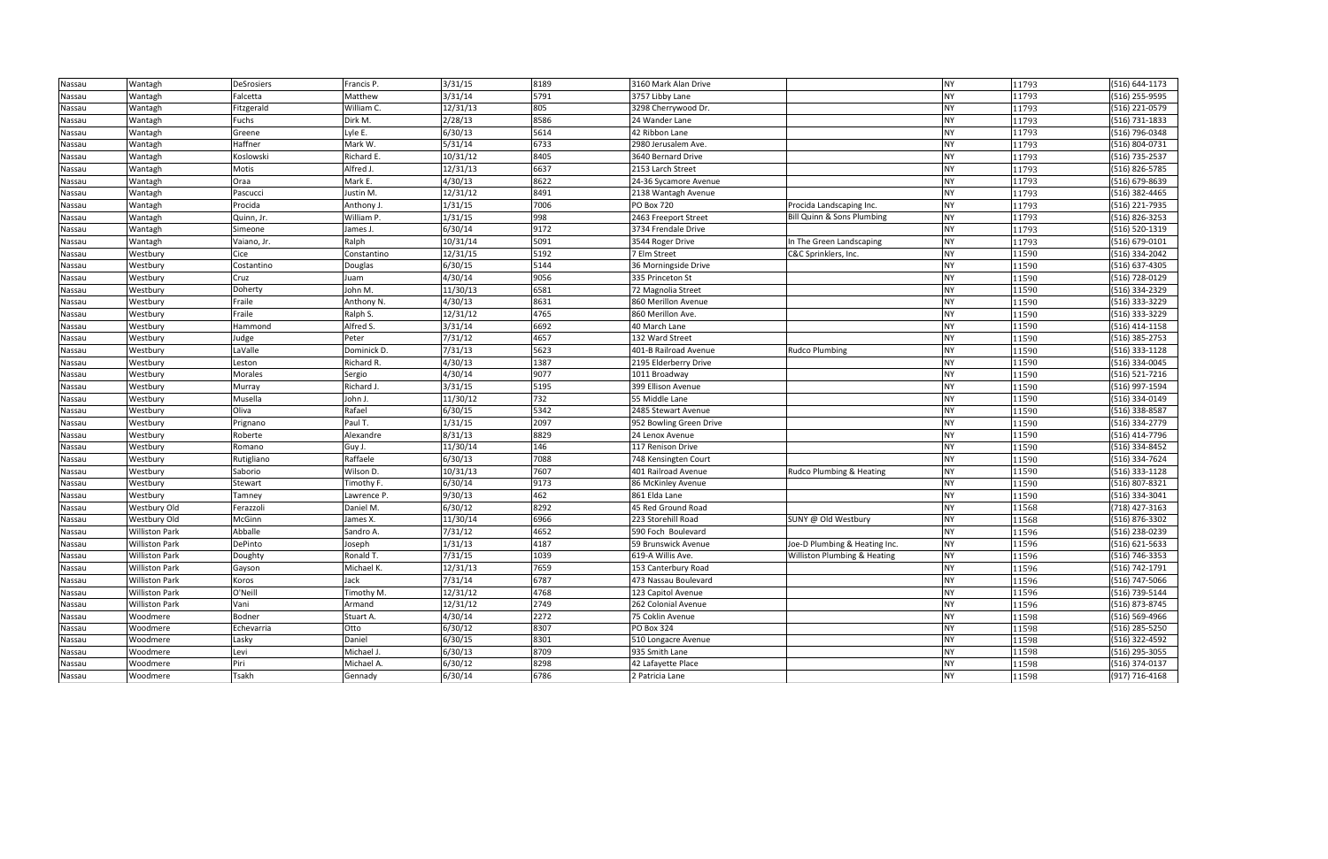| | | | | | | | | | | |
|---|---|---|---|---|---|---|---|---|---|---|
| Nassau | Wantagh | DeSrosiers | Francis P. | 3/31/15 | 8189 | 3160 Mark Alan Drive | | NY | 11793 | (516) 644-1173 |
| Nassau | Wantagh | Falcetta | Matthew | 3/31/14 | 5791 | 3757 Libby Lane | | NY | 11793 | (516) 255-9595 |
| Nassau | Wantagh | Fitzgerald | William C. | 12/31/13 | 805 | 3298 Cherrywood Dr. | | NY | 11793 | (516) 221-0579 |
| Nassau | Wantagh | Fuchs | Dirk M. | 2/28/13 | 8586 | 24 Wander Lane | | NY | 11793 | (516) 731-1833 |
| Nassau | Wantagh | Greene | Lyle E. | 6/30/13 | 5614 | 42 Ribbon Lane | | NY | 11793 | (516) 796-0348 |
| Nassau | Wantagh | Haffner | Mark W. | 5/31/14 | 6733 | 2980 Jerusalem Ave. | | NY | 11793 | (516) 804-0731 |
| Nassau | Wantagh | Koslowski | Richard E. | 10/31/12 | 8405 | 3640 Bernard Drive | | NY | 11793 | (516) 735-2537 |
| Nassau | Wantagh | Motis | Alfred J. | 12/31/13 | 6637 | 2153 Larch Street | | NY | 11793 | (516) 826-5785 |
| Nassau | Wantagh | Oraa | Mark E. | 4/30/13 | 8622 | 24-36 Sycamore Avenue | | NY | 11793 | (516) 679-8639 |
| Nassau | Wantagh | Pascucci | Justin M. | 12/31/12 | 8491 | 2138 Wantagh Avenue | | NY | 11793 | (516) 382-4465 |
| Nassau | Wantagh | Procida | Anthony J. | 1/31/15 | 7006 | PO Box 720 | Procida Landscaping Inc. | NY | 11793 | (516) 221-7935 |
| Nassau | Wantagh | Quinn, Jr. | William P. | 1/31/15 | 998 | 2463 Freeport Street | Bill Quinn & Sons Plumbing | NY | 11793 | (516) 826-3253 |
| Nassau | Wantagh | Simeone | James J. | 6/30/14 | 9172 | 3734 Frendale Drive | | NY | 11793 | (516) 520-1319 |
| Nassau | Wantagh | Vaiano, Jr. | Ralph | 10/31/14 | 5091 | 3544 Roger Drive | In The Green Landscaping | NY | 11793 | (516) 679-0101 |
| Nassau | Westbury | Cice | Constantino | 12/31/15 | 5192 | 7 Elm Street | C&C Sprinklers, Inc. | NY | 11590 | (516) 334-2042 |
| Nassau | Westbury | Costantino | Douglas | 6/30/15 | 5144 | 36 Morningside Drive | | NY | 11590 | (516) 637-4305 |
| Nassau | Westbury | Cruz | Juam | 4/30/14 | 9056 | 335 Princeton St | | NY | 11590 | (516) 728-0129 |
| Nassau | Westbury | Doherty | John M. | 11/30/13 | 6581 | 72 Magnolia Street | | NY | 11590 | (516) 334-2329 |
| Nassau | Westbury | Fraile | Anthony N. | 4/30/13 | 8631 | 860 Merillon Avenue | | NY | 11590 | (516) 333-3229 |
| Nassau | Westbury | Fraile | Ralph S. | 12/31/12 | 4765 | 860 Merillon Ave. | | NY | 11590 | (516) 333-3229 |
| Nassau | Westbury | Hammond | Alfred S. | 3/31/14 | 6692 | 40 March Lane | | NY | 11590 | (516) 414-1158 |
| Nassau | Westbury | Judge | Peter | 7/31/12 | 4657 | 132 Ward Street | | NY | 11590 | (516) 385-2753 |
| Nassau | Westbury | LaValle | Dominick D. | 7/31/13 | 5623 | 401-B Railroad Avenue | Rudco Plumbing | NY | 11590 | (516) 333-1128 |
| Nassau | Westbury | Leston | Richard R. | 4/30/13 | 1387 | 2195 Elderberry Drive | | NY | 11590 | (516) 334-0045 |
| Nassau | Westbury | Morales | Sergio | 4/30/14 | 9077 | 1011 Broadway | | NY | 11590 | (516) 521-7216 |
| Nassau | Westbury | Murray | Richard J. | 3/31/15 | 5195 | 399 Ellison Avenue | | NY | 11590 | (516) 997-1594 |
| Nassau | Westbury | Musella | John J. | 11/30/12 | 732 | 55 Middle Lane | | NY | 11590 | (516) 334-0149 |
| Nassau | Westbury | Oliva | Rafael | 6/30/15 | 5342 | 2485 Stewart Avenue | | NY | 11590 | (516) 338-8587 |
| Nassau | Westbury | Prignano | Paul T. | 1/31/15 | 2097 | 952 Bowling Green Drive | | NY | 11590 | (516) 334-2779 |
| Nassau | Westbury | Roberte | Alexandre | 8/31/13 | 8829 | 24 Lenox Avenue | | NY | 11590 | (516) 414-7796 |
| Nassau | Westbury | Romano | Guy J. | 11/30/14 | 146 | 117 Renison Drive | | NY | 11590 | (516) 334-8452 |
| Nassau | Westbury | Rutigliano | Raffaele | 6/30/13 | 7088 | 748 Kensington Court | | NY | 11590 | (516) 334-7624 |
| Nassau | Westbury | Saborio | Wilson D. | 10/31/13 | 7607 | 401 Railroad Avenue | Rudco Plumbing & Heating | NY | 11590 | (516) 333-1128 |
| Nassau | Westbury | Stewart | Timothy F. | 6/30/14 | 9173 | 86 McKinley Avenue | | NY | 11590 | (516) 807-8321 |
| Nassau | Westbury | Tamney | Lawrence P. | 9/30/13 | 462 | 861 Elda Lane | | NY | 11590 | (516) 334-3041 |
| Nassau | Westbury Old | Ferazzoli | Daniel M. | 6/30/12 | 8292 | 45 Red Ground Road | | NY | 11568 | (718) 427-3163 |
| Nassau | Westbury Old | McGinn | James X. | 11/30/14 | 6966 | 223 Storehill Road | SUNY @ Old Westbury | NY | 11568 | (516) 876-3302 |
| Nassau | Williston Park | Abballe | Sandro A. | 7/31/12 | 4652 | 590 Foch Boulevard | | NY | 11596 | (516) 238-0239 |
| Nassau | Williston Park | DePinto | Joseph | 1/31/13 | 4187 | 59 Brunswick Avenue | Joe-D Plumbing & Heating Inc. | NY | 11596 | (516) 621-5633 |
| Nassau | Williston Park | Doughty | Ronald T. | 7/31/15 | 1039 | 619-A Willis Ave. | Williston Plumbing & Heating | NY | 11596 | (516) 746-3353 |
| Nassau | Williston Park | Gayson | Michael K. | 12/31/13 | 7659 | 153 Canterbury Road | | NY | 11596 | (516) 742-1791 |
| Nassau | Williston Park | Koros | Jack | 7/31/14 | 6787 | 473 Nassau Boulevard | | NY | 11596 | (516) 747-5066 |
| Nassau | Williston Park | O'Neill | Timothy M. | 12/31/12 | 4768 | 123 Capitol Avenue | | NY | 11596 | (516) 739-5144 |
| Nassau | Williston Park | Vani | Armand | 12/31/12 | 2749 | 262 Colonial Avenue | | NY | 11596 | (516) 873-8745 |
| Nassau | Woodmere | Bodner | Stuart A. | 4/30/14 | 2272 | 75 Coklin Avenue | | NY | 11598 | (516) 569-4966 |
| Nassau | Woodmere | Echevarria | Otto | 6/30/12 | 8307 | PO Box 324 | | NY | 11598 | (516) 285-5250 |
| Nassau | Woodmere | Lasky | Daniel | 6/30/15 | 8301 | 510 Longacre Avenue | | NY | 11598 | (516) 322-4592 |
| Nassau | Woodmere | Levi | Michael J. | 6/30/13 | 8709 | 935 Smith Lane | | NY | 11598 | (516) 295-3055 |
| Nassau | Woodmere | Piri | Michael A. | 6/30/12 | 8298 | 42 Lafayette Place | | NY | 11598 | (516) 374-0137 |
| Nassau | Woodmere | Tsakh | Gennady | 6/30/14 | 6786 | 2 Patricia Lane | | NY | 11598 | (917) 716-4168 |